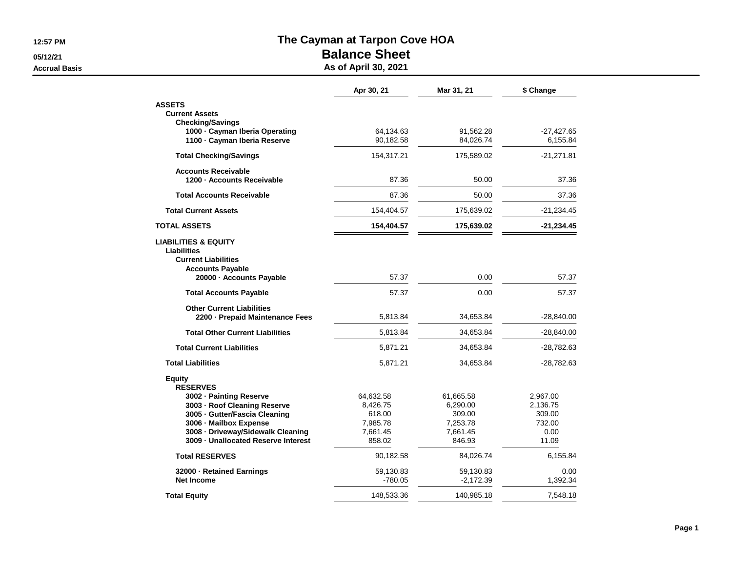12:57 PM
05/12/21
Accrual Basis

# The Cayman at Tarpon Cove HOA
## Balance Sheet
### As of April 30, 2021

| | Apr 30, 21 | Mar 31, 21 | $ Change |
|---|---|---|---|
| **ASSETS** | | | |
| **Current Assets** | | | |
| **Checking/Savings** | | | |
| **1000 · Cayman Iberia Operating** | 64,134.63 | 91,562.28 | -27,427.65 |
| **1100 · Cayman Iberia Reserve** | 90,182.58 | 84,026.74 | 6,155.84 |
| **Total Checking/Savings** | 154,317.21 | 175,589.02 | -21,271.81 |
| **Accounts Receivable** | | | |
| **1200 · Accounts Receivable** | 87.36 | 50.00 | 37.36 |
| **Total Accounts Receivable** | 87.36 | 50.00 | 37.36 |
| **Total Current Assets** | 154,404.57 | 175,639.02 | -21,234.45 |
| **TOTAL ASSETS** | **154,404.57** | **175,639.02** | **-21,234.45** |
| **LIABILITIES & EQUITY** | | | |
| **Liabilities** | | | |
| **Current Liabilities** | | | |
| **Accounts Payable** | | | |
| **20000 · Accounts Payable** | 57.37 | 0.00 | 57.37 |
| **Total Accounts Payable** | 57.37 | 0.00 | 57.37 |
| **Other Current Liabilities** | | | |
| **2200 · Prepaid Maintenance Fees** | 5,813.84 | 34,653.84 | -28,840.00 |
| **Total Other Current Liabilities** | 5,813.84 | 34,653.84 | -28,840.00 |
| **Total Current Liabilities** | 5,871.21 | 34,653.84 | -28,782.63 |
| **Total Liabilities** | 5,871.21 | 34,653.84 | -28,782.63 |
| **Equity** | | | |
| **RESERVES** | | | |
| **3002 · Painting Reserve** | 64,632.58 | 61,665.58 | 2,967.00 |
| **3003 · Roof Cleaning Reserve** | 8,426.75 | 6,290.00 | 2,136.75 |
| **3005 · Gutter/Fascia Cleaning** | 618.00 | 309.00 | 309.00 |
| **3006 · Mailbox Expense** | 7,985.78 | 7,253.78 | 732.00 |
| **3008 · Driveway/Sidewalk Cleaning** | 7,661.45 | 7,661.45 | 0.00 |
| **3009 · Unallocated Reserve Interest** | 858.02 | 846.93 | 11.09 |
| **Total RESERVES** | 90,182.58 | 84,026.74 | 6,155.84 |
| **32000 · Retained Earnings** | 59,130.83 | 59,130.83 | 0.00 |
| **Net Income** | -780.05 | -2,172.39 | 1,392.34 |
| **Total Equity** | 148,533.36 | 140,985.18 | 7,548.18 |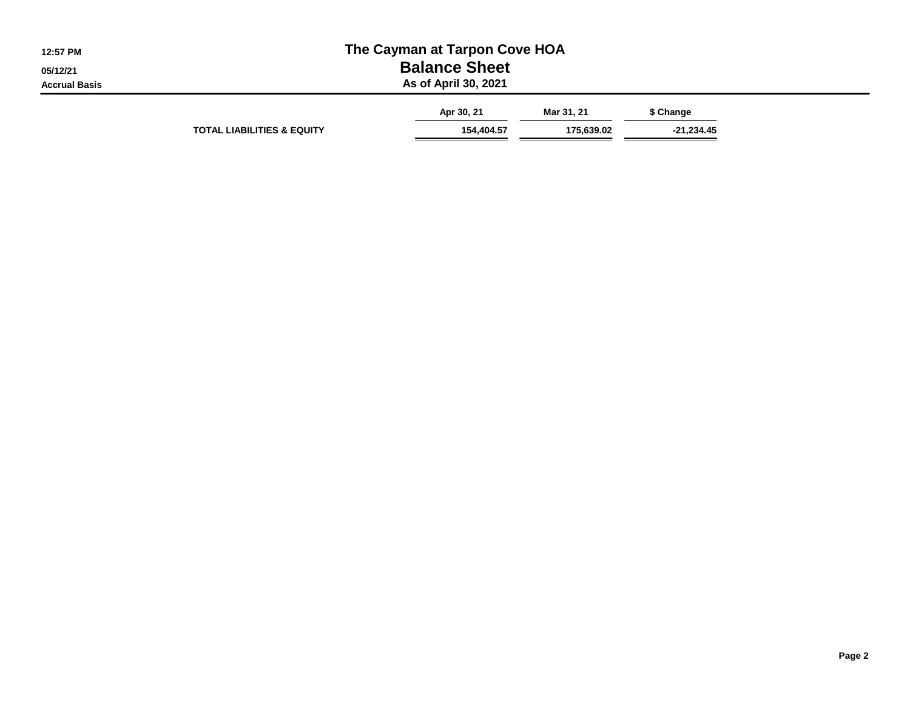# The Cayman at Tarpon Cove HOA

## Balance Sheet

### As of April 30, 2021

Accrual Basis

| | Apr 30, 21 | Mar 31, 21 | $ Change |
|---|---|---|---|
| **TOTAL LIABILITIES & EQUITY** | 154,404.57 | 175,639.02 | -21,234.45 |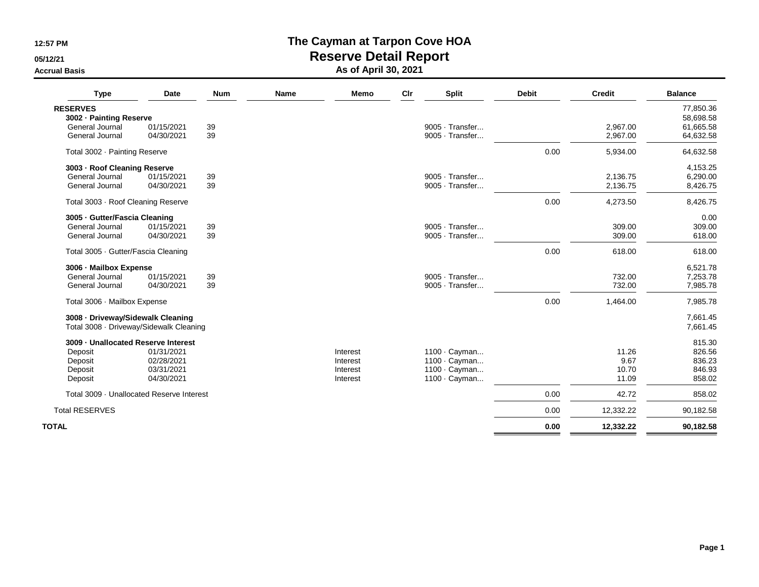# The Cayman at Tarpon Cove HOA
## Reserve Detail Report
### As of April 30, 2021

12:57 PM
05/12/21
Accrual Basis

| Type | Date | Num | Name | Memo | Clr | Split | Debit | Credit | Balance |
|---|---|---|---|---|---|---|---|---|---|
| **RESERVES** | | | | | | | | | 77,850.36 |
| **3002 · Painting Reserve** | | | | | | | | | 58,698.58 |
| General Journal | 01/15/2021 | 39 | | | | 9005 · Transfer... | | 2,967.00 | 61,665.58 |
| General Journal | 04/30/2021 | 39 | | | | 9005 · Transfer... | | 2,967.00 | 64,632.58 |
| Total 3002 · Painting Reserve | | | | | | | 0.00 | 5,934.00 | 64,632.58 |
| **3003 · Roof Cleaning Reserve** | | | | | | | | | 4,153.25 |
| General Journal | 01/15/2021 | 39 | | | | 9005 · Transfer... | | 2,136.75 | 6,290.00 |
| General Journal | 04/30/2021 | 39 | | | | 9005 · Transfer... | | 2,136.75 | 8,426.75 |
| Total 3003 · Roof Cleaning Reserve | | | | | | | 0.00 | 4,273.50 | 8,426.75 |
| **3005 · Gutter/Fascia Cleaning** | | | | | | | | | 0.00 |
| General Journal | 01/15/2021 | 39 | | | | 9005 · Transfer... | | 309.00 | 309.00 |
| General Journal | 04/30/2021 | 39 | | | | 9005 · Transfer... | | 309.00 | 618.00 |
| Total 3005 · Gutter/Fascia Cleaning | | | | | | | 0.00 | 618.00 | 618.00 |
| **3006 · Mailbox Expense** | | | | | | | | | 6,521.78 |
| General Journal | 01/15/2021 | 39 | | | | 9005 · Transfer... | | 732.00 | 7,253.78 |
| General Journal | 04/30/2021 | 39 | | | | 9005 · Transfer... | | 732.00 | 7,985.78 |
| Total 3006 · Mailbox Expense | | | | | | | 0.00 | 1,464.00 | 7,985.78 |
| **3008 · Driveway/Sidewalk Cleaning** | | | | | | | | | 7,661.45 |
| Total 3008 · Driveway/Sidewalk Cleaning | | | | | | | | | 7,661.45 |
| **3009 · Unallocated Reserve Interest** | | | | | | | | | 815.30 |
| Deposit | 01/31/2021 | | | Interest | | 1100 · Cayman... | | 11.26 | 826.56 |
| Deposit | 02/28/2021 | | | Interest | | 1100 · Cayman... | | 9.67 | 836.23 |
| Deposit | 03/31/2021 | | | Interest | | 1100 · Cayman... | | 10.70 | 846.93 |
| Deposit | 04/30/2021 | | | Interest | | 1100 · Cayman... | | 11.09 | 858.02 |
| Total 3009 · Unallocated Reserve Interest | | | | | | | 0.00 | 42.72 | 858.02 |
| Total RESERVES | | | | | | | 0.00 | 12,332.22 | 90,182.58 |
| **TOTAL** | | | | | | | **0.00** | **12,332.22** | **90,182.58** |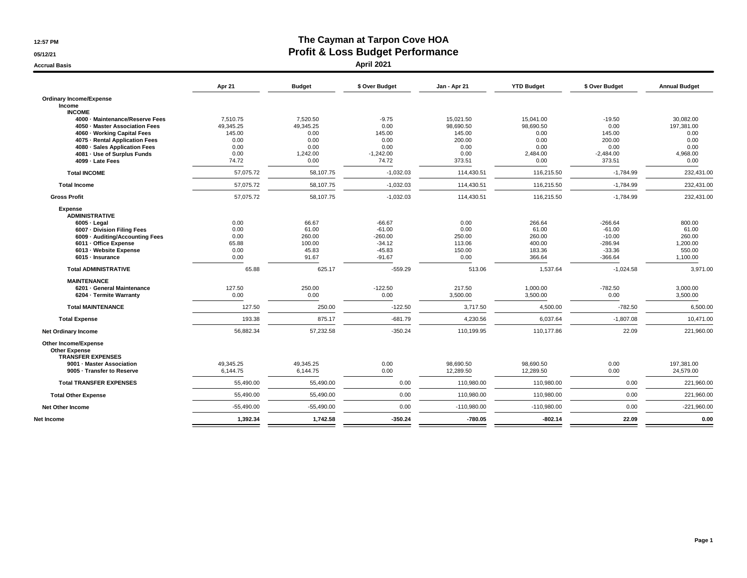12:57 PM

05/12/21

Accrual Basis

# The Cayman at Tarpon Cove HOA
## Profit & Loss Budget Performance
### April 2021

| | Apr 21 | Budget | $ Over Budget | Jan - Apr 21 | YTD Budget | $ Over Budget | Annual Budget |
|---|---|---|---|---|---|---|---|
| **Ordinary Income/Expense** | | | | | | | |
| **Income** | | | | | | | |
| **INCOME** | | | | | | | |
| 4000 · Maintenance/Reserve Fees | 7,510.75 | 7,520.50 | -9.75 | 15,021.50 | 15,041.00 | -19.50 | 30,082.00 |
| 4050 · Master Association Fees | 49,345.25 | 49,345.25 | 0.00 | 98,690.50 | 98,690.50 | 0.00 | 197,381.00 |
| 4060 · Working Capital Fees | 145.00 | 0.00 | 145.00 | 145.00 | 0.00 | 145.00 | 0.00 |
| 4075 · Rental Application Fees | 0.00 | 0.00 | 0.00 | 200.00 | 0.00 | 200.00 | 0.00 |
| 4080 · Sales Application Fees | 0.00 | 0.00 | 0.00 | 0.00 | 0.00 | 0.00 | 0.00 |
| 4081 · Use of Surplus Funds | 0.00 | 1,242.00 | -1,242.00 | 0.00 | 2,484.00 | -2,484.00 | 4,968.00 |
| 4099 · Late Fees | 74.72 | 0.00 | 74.72 | 373.51 | 0.00 | 373.51 | 0.00 |
| **Total INCOME** | 57,075.72 | 58,107.75 | -1,032.03 | 114,430.51 | 116,215.50 | -1,784.99 | 232,431.00 |
| **Total Income** | 57,075.72 | 58,107.75 | -1,032.03 | 114,430.51 | 116,215.50 | -1,784.99 | 232,431.00 |
| **Gross Profit** | 57,075.72 | 58,107.75 | -1,032.03 | 114,430.51 | 116,215.50 | -1,784.99 | 232,431.00 |
| **Expense** | | | | | | | |
| **ADMINISTRATIVE** | | | | | | | |
| 6005 · Legal | 0.00 | 66.67 | -66.67 | 0.00 | 266.64 | -266.64 | 800.00 |
| 6007 · Division Filing Fees | 0.00 | 61.00 | -61.00 | 0.00 | 61.00 | -61.00 | 61.00 |
| 6009 · Auditing/Accounting Fees | 0.00 | 260.00 | -260.00 | 250.00 | 260.00 | -10.00 | 260.00 |
| 6011 · Office Expense | 65.88 | 100.00 | -34.12 | 113.06 | 400.00 | -286.94 | 1,200.00 |
| 6013 · Website Expense | 0.00 | 45.83 | -45.83 | 150.00 | 183.36 | -33.36 | 550.00 |
| 6015 · Insurance | 0.00 | 91.67 | -91.67 | 0.00 | 366.64 | -366.64 | 1,100.00 |
| **Total ADMINISTRATIVE** | 65.88 | 625.17 | -559.29 | 513.06 | 1,537.64 | -1,024.58 | 3,971.00 |
| **MAINTENANCE** | | | | | | | |
| 6201 · General Maintenance | 127.50 | 250.00 | -122.50 | 217.50 | 1,000.00 | -782.50 | 3,000.00 |
| 6204 · Termite Warranty | 0.00 | 0.00 | 0.00 | 3,500.00 | 3,500.00 | 0.00 | 3,500.00 |
| **Total MAINTENANCE** | 127.50 | 250.00 | -122.50 | 3,717.50 | 4,500.00 | -782.50 | 6,500.00 |
| **Total Expense** | 193.38 | 875.17 | -681.79 | 4,230.56 | 6,037.64 | -1,807.08 | 10,471.00 |
| **Net Ordinary Income** | 56,882.34 | 57,232.58 | -350.24 | 110,199.95 | 110,177.86 | 22.09 | 221,960.00 |
| **Other Income/Expense** | | | | | | | |
| **Other Expense** | | | | | | | |
| **TRANSFER EXPENSES** | | | | | | | |
| 9001 · Master Association | 49,345.25 | 49,345.25 | 0.00 | 98,690.50 | 98,690.50 | 0.00 | 197,381.00 |
| 9005 · Transfer to Reserve | 6,144.75 | 6,144.75 | 0.00 | 12,289.50 | 12,289.50 | 0.00 | 24,579.00 |
| **Total TRANSFER EXPENSES** | 55,490.00 | 55,490.00 | 0.00 | 110,980.00 | 110,980.00 | 0.00 | 221,960.00 |
| **Total Other Expense** | 55,490.00 | 55,490.00 | 0.00 | 110,980.00 | 110,980.00 | 0.00 | 221,960.00 |
| **Net Other Income** | -55,490.00 | -55,490.00 | 0.00 | -110,980.00 | -110,980.00 | 0.00 | -221,960.00 |
| **Net Income** | **1,392.34** | **1,742.58** | **-350.24** | **-780.05** | **-802.14** | **22.09** | **0.00** |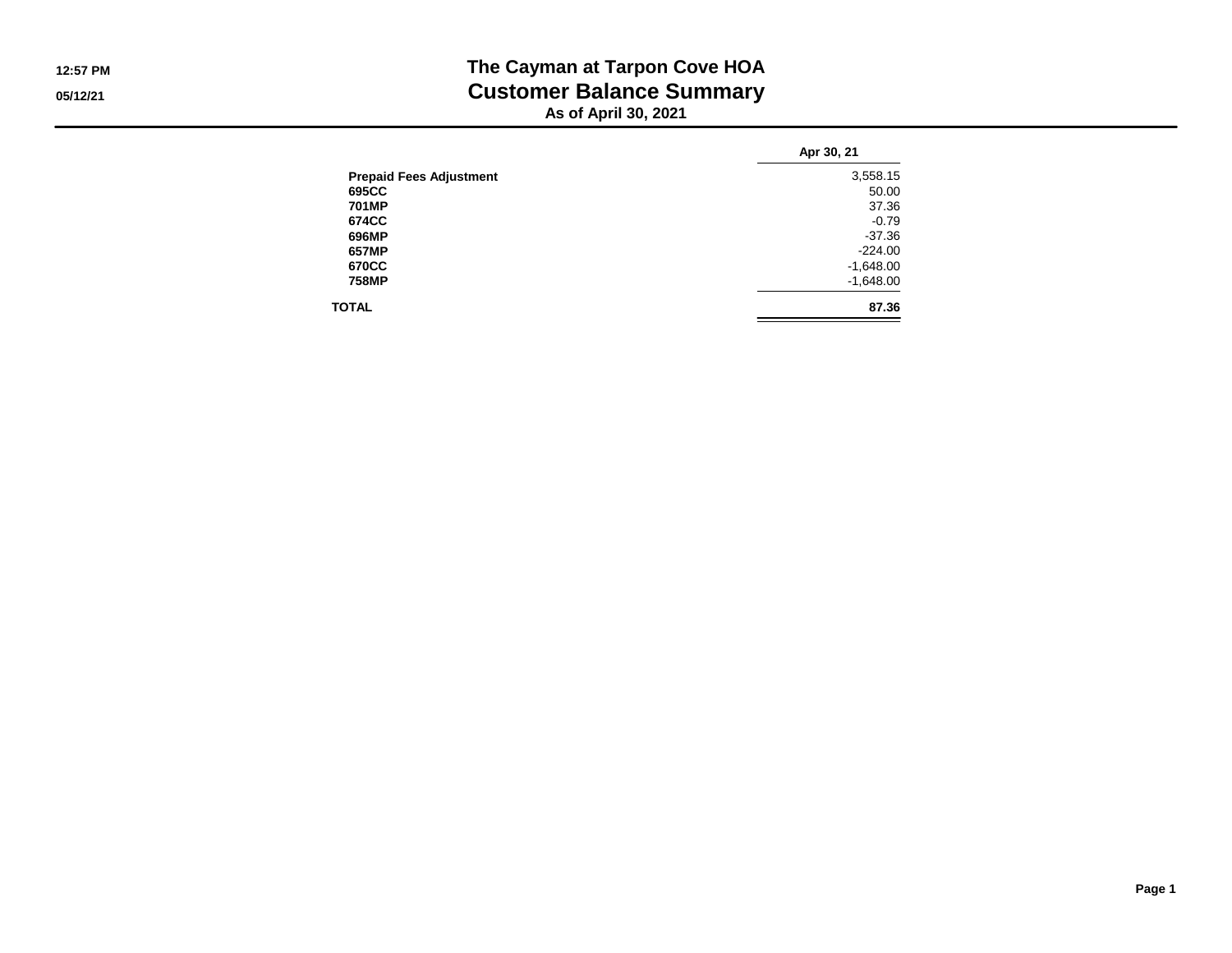# The Cayman at Tarpon Cove HOA

## Customer Balance Summary

### As of April 30, 2021

| | Apr 30, 21 |
|---|---|
| **Prepaid Fees Adjustment** | 3,558.15 |
| **695CC** | 50.00 |
| **701MP** | 37.36 |
| **674CC** | -0.79 |
| **696MP** | -37.36 |
| **657MP** | -224.00 |
| **670CC** | -1,648.00 |
| **758MP** | -1,648.00 |
| **TOTAL** | **87.36** |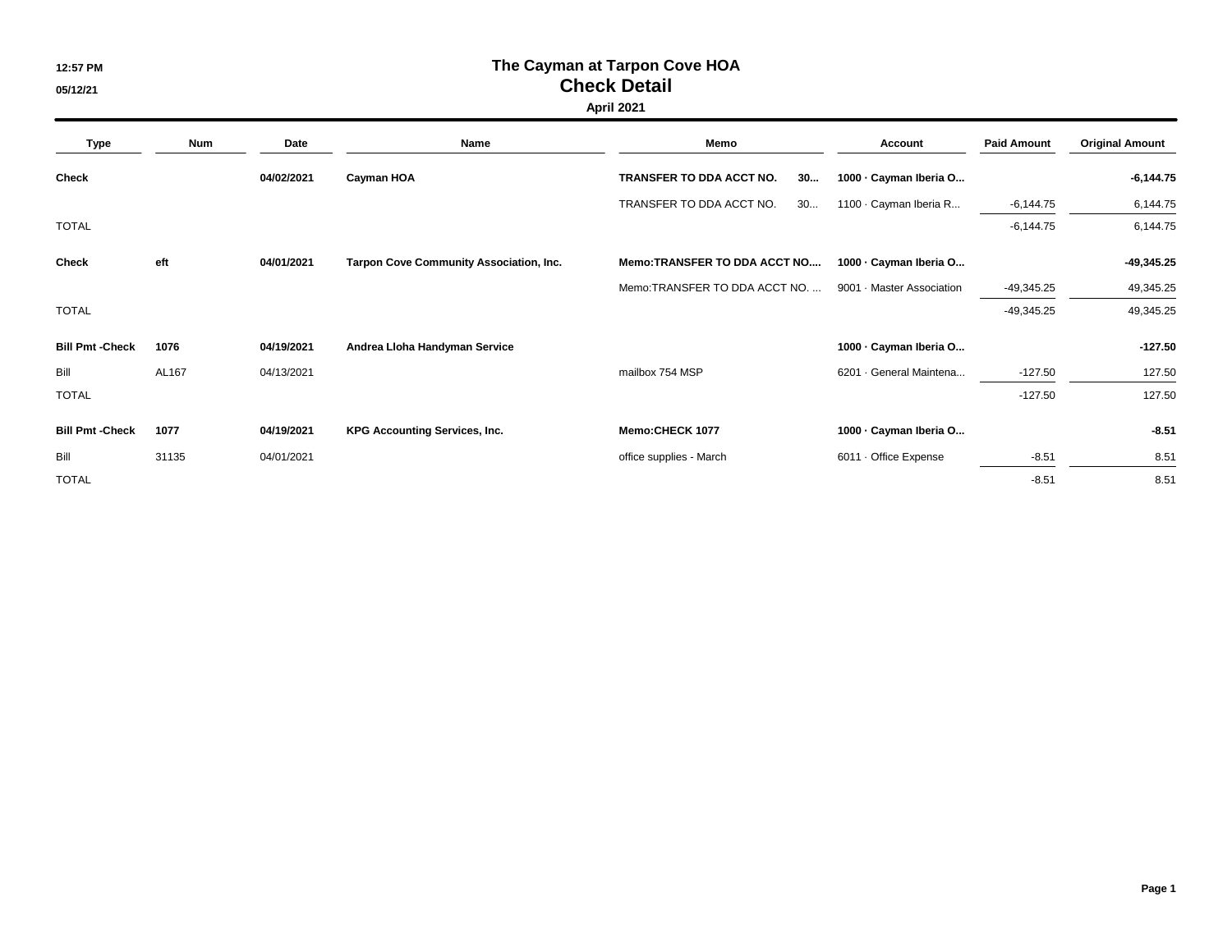**12:57 PM**

**05/12/21**

# The Cayman at Tarpon Cove HOA
## Check Detail
### April 2021

| Type | Num | Date | Name | Memo | Account | Paid Amount | Original Amount |
|---|---|---|---|---|---|---|---|
| **Check** | | **04/02/2021** | **Cayman HOA** | **TRANSFER TO DDA ACCT NO. 30...** | **1000 · Cayman Iberia O...** | | **-6,144.75** |
| | | | | TRANSFER TO DDA ACCT NO. 30... | 1100 · Cayman Iberia R... | -6,144.75 | 6,144.75 |
| TOTAL | | | | | | -6,144.75 | 6,144.75 |
| **Check** | **eft** | **04/01/2021** | **Tarpon Cove Community Association, Inc.** | **Memo:TRANSFER TO DDA ACCT NO....** | **1000 · Cayman Iberia O...** | | **-49,345.25** |
| | | | | Memo:TRANSFER TO DDA ACCT NO. ... | 9001 · Master Association | -49,345.25 | 49,345.25 |
| TOTAL | | | | | | -49,345.25 | 49,345.25 |
| **Bill Pmt -Check** | **1076** | **04/19/2021** | **Andrea Lloha Handyman Service** | | **1000 · Cayman Iberia O...** | | **-127.50** |
| Bill | AL167 | 04/13/2021 | | mailbox 754 MSP | 6201 · General Maintena... | -127.50 | 127.50 |
| TOTAL | | | | | | -127.50 | 127.50 |
| **Bill Pmt -Check** | **1077** | **04/19/2021** | **KPG Accounting Services, Inc.** | **Memo:CHECK 1077** | **1000 · Cayman Iberia O...** | | **-8.51** |
| Bill | 31135 | 04/01/2021 | | office supplies - March | 6011 · Office Expense | -8.51 | 8.51 |
| TOTAL | | | | | | -8.51 | 8.51 |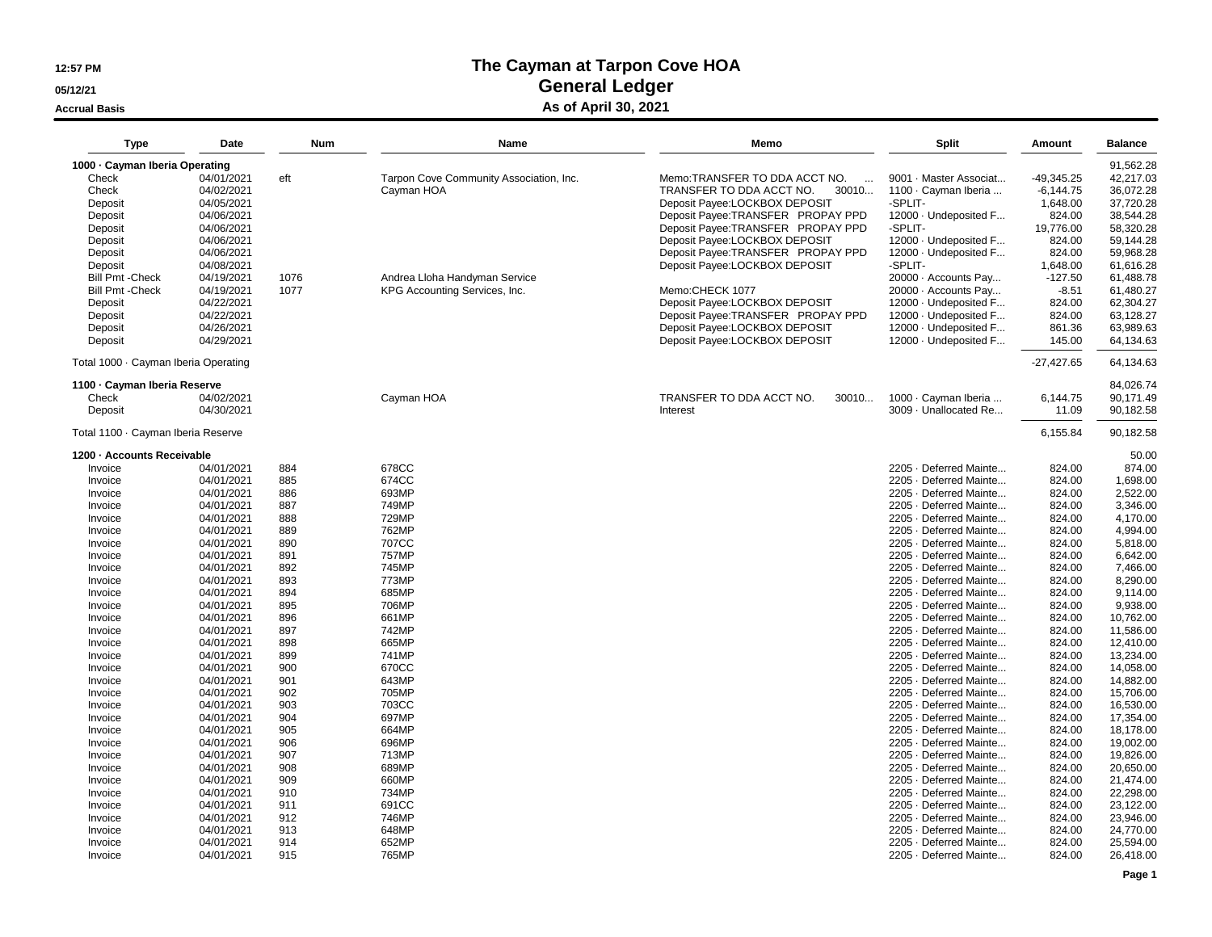# The Cayman at Tarpon Cove HOA

## General Ledger

### As of April 30, 2021

12:57 PM
05/12/21
Accrual Basis

| Type | Date | Num | Name | Memo | Split | Amount | Balance |
|---|---|---|---|---|---|---|---|
| **1000 · Cayman Iberia Operating** | | | | | | | 91,562.28 |
| Check | 04/01/2021 | eft | Tarpon Cove Community Association, Inc. | Memo:TRANSFER TO DDA ACCT NO. ... | 9001 · Master Associat... | -49,345.25 | 42,217.03 |
| Check | 04/02/2021 | | Cayman HOA | TRANSFER TO DDA ACCT NO. 30010... | 1100 · Cayman Iberia ... | -6,144.75 | 36,072.28 |
| Deposit | 04/05/2021 | | | Deposit Payee:LOCKBOX DEPOSIT | -SPLIT- | 1,648.00 | 37,720.28 |
| Deposit | 04/06/2021 | | | Deposit Payee:TRANSFER PROPAY PPD | 12000 · Undeposited F... | 824.00 | 38,544.28 |
| Deposit | 04/06/2021 | | | Deposit Payee:TRANSFER PROPAY PPD | -SPLIT- | 19,776.00 | 58,320.28 |
| Deposit | 04/06/2021 | | | Deposit Payee:LOCKBOX DEPOSIT | 12000 · Undeposited F... | 824.00 | 59,144.28 |
| Deposit | 04/06/2021 | | | Deposit Payee:TRANSFER PROPAY PPD | 12000 · Undeposited F... | 824.00 | 59,968.28 |
| Deposit | 04/08/2021 | | | Deposit Payee:LOCKBOX DEPOSIT | -SPLIT- | 1,648.00 | 61,616.28 |
| Bill Pmt -Check | 04/19/2021 | 1076 | Andrea Lloha Handyman Service | | 20000 · Accounts Pay... | -127.50 | 61,488.78 |
| Bill Pmt -Check | 04/19/2021 | 1077 | KPG Accounting Services, Inc. | Memo:CHECK 1077 | 20000 · Accounts Pay... | -8.51 | 61,480.27 |
| Deposit | 04/22/2021 | | | Deposit Payee:LOCKBOX DEPOSIT | 12000 · Undeposited F... | 824.00 | 62,304.27 |
| Deposit | 04/22/2021 | | | Deposit Payee:TRANSFER PROPAY PPD | 12000 · Undeposited F... | 824.00 | 63,128.27 |
| Deposit | 04/26/2021 | | | Deposit Payee:LOCKBOX DEPOSIT | 12000 · Undeposited F... | 861.36 | 63,989.63 |
| Deposit | 04/29/2021 | | | Deposit Payee:LOCKBOX DEPOSIT | 12000 · Undeposited F... | 145.00 | 64,134.63 |
| Total 1000 · Cayman Iberia Operating | | | | | | -27,427.65 | 64,134.63 |
| **1100 · Cayman Iberia Reserve** | | | | | | | 84,026.74 |
| Check | 04/02/2021 | | Cayman HOA | TRANSFER TO DDA ACCT NO. 30010... | 1000 · Cayman Iberia ... | 6,144.75 | 90,171.49 |
| Deposit | 04/30/2021 | | | Interest | 3009 · Unallocated Re... | 11.09 | 90,182.58 |
| Total 1100 · Cayman Iberia Reserve | | | | | | 6,155.84 | 90,182.58 |
| **1200 · Accounts Receivable** | | | | | | | 50.00 |
| Invoice | 04/01/2021 | 884 | 678CC | | 2205 · Deferred Mainte... | 824.00 | 874.00 |
| Invoice | 04/01/2021 | 885 | 674CC | | 2205 · Deferred Mainte... | 824.00 | 1,698.00 |
| Invoice | 04/01/2021 | 886 | 693MP | | 2205 · Deferred Mainte... | 824.00 | 2,522.00 |
| Invoice | 04/01/2021 | 887 | 749MP | | 2205 · Deferred Mainte... | 824.00 | 3,346.00 |
| Invoice | 04/01/2021 | 888 | 729MP | | 2205 · Deferred Mainte... | 824.00 | 4,170.00 |
| Invoice | 04/01/2021 | 889 | 762MP | | 2205 · Deferred Mainte... | 824.00 | 4,994.00 |
| Invoice | 04/01/2021 | 890 | 707CC | | 2205 · Deferred Mainte... | 824.00 | 5,818.00 |
| Invoice | 04/01/2021 | 891 | 757MP | | 2205 · Deferred Mainte... | 824.00 | 6,642.00 |
| Invoice | 04/01/2021 | 892 | 745MP | | 2205 · Deferred Mainte... | 824.00 | 7,466.00 |
| Invoice | 04/01/2021 | 893 | 773MP | | 2205 · Deferred Mainte... | 824.00 | 8,290.00 |
| Invoice | 04/01/2021 | 894 | 685MP | | 2205 · Deferred Mainte... | 824.00 | 9,114.00 |
| Invoice | 04/01/2021 | 895 | 706MP | | 2205 · Deferred Mainte... | 824.00 | 9,938.00 |
| Invoice | 04/01/2021 | 896 | 661MP | | 2205 · Deferred Mainte... | 824.00 | 10,762.00 |
| Invoice | 04/01/2021 | 897 | 742MP | | 2205 · Deferred Mainte... | 824.00 | 11,586.00 |
| Invoice | 04/01/2021 | 898 | 665MP | | 2205 · Deferred Mainte... | 824.00 | 12,410.00 |
| Invoice | 04/01/2021 | 899 | 741MP | | 2205 · Deferred Mainte... | 824.00 | 13,234.00 |
| Invoice | 04/01/2021 | 900 | 670CC | | 2205 · Deferred Mainte... | 824.00 | 14,058.00 |
| Invoice | 04/01/2021 | 901 | 643MP | | 2205 · Deferred Mainte... | 824.00 | 14,882.00 |
| Invoice | 04/01/2021 | 902 | 705MP | | 2205 · Deferred Mainte... | 824.00 | 15,706.00 |
| Invoice | 04/01/2021 | 903 | 703CC | | 2205 · Deferred Mainte... | 824.00 | 16,530.00 |
| Invoice | 04/01/2021 | 904 | 697MP | | 2205 · Deferred Mainte... | 824.00 | 17,354.00 |
| Invoice | 04/01/2021 | 905 | 664MP | | 2205 · Deferred Mainte... | 824.00 | 18,178.00 |
| Invoice | 04/01/2021 | 906 | 696MP | | 2205 · Deferred Mainte... | 824.00 | 19,002.00 |
| Invoice | 04/01/2021 | 907 | 713MP | | 2205 · Deferred Mainte... | 824.00 | 19,826.00 |
| Invoice | 04/01/2021 | 908 | 689MP | | 2205 · Deferred Mainte... | 824.00 | 20,650.00 |
| Invoice | 04/01/2021 | 909 | 660MP | | 2205 · Deferred Mainte... | 824.00 | 21,474.00 |
| Invoice | 04/01/2021 | 910 | 734MP | | 2205 · Deferred Mainte... | 824.00 | 22,298.00 |
| Invoice | 04/01/2021 | 911 | 691CC | | 2205 · Deferred Mainte... | 824.00 | 23,122.00 |
| Invoice | 04/01/2021 | 912 | 746MP | | 2205 · Deferred Mainte... | 824.00 | 23,946.00 |
| Invoice | 04/01/2021 | 913 | 648MP | | 2205 · Deferred Mainte... | 824.00 | 24,770.00 |
| Invoice | 04/01/2021 | 914 | 652MP | | 2205 · Deferred Mainte... | 824.00 | 25,594.00 |
| Invoice | 04/01/2021 | 915 | 765MP | | 2205 · Deferred Mainte... | 824.00 | 26,418.00 |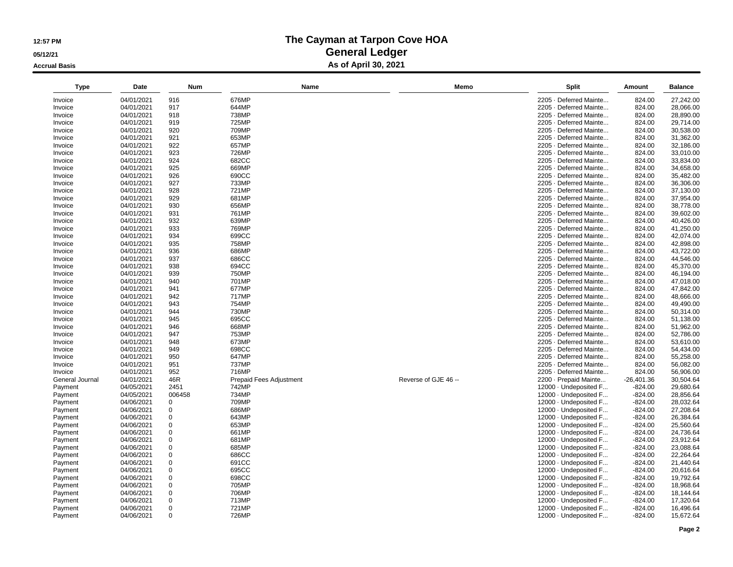# The Cayman at Tarpon Cove HOA
## General Ledger
### As of April 30, 2021

12:57 PM
05/12/21
Accrual Basis

| Type | Date | Num | Name | Memo | Split | Amount | Balance |
|---|---|---|---|---|---|---|---|
| Invoice | 04/01/2021 | 916 | 676MP | | 2205 · Deferred Mainte... | 824.00 | 27,242.00 |
| Invoice | 04/01/2021 | 917 | 644MP | | 2205 · Deferred Mainte... | 824.00 | 28,066.00 |
| Invoice | 04/01/2021 | 918 | 738MP | | 2205 · Deferred Mainte... | 824.00 | 28,890.00 |
| Invoice | 04/01/2021 | 919 | 725MP | | 2205 · Deferred Mainte... | 824.00 | 29,714.00 |
| Invoice | 04/01/2021 | 920 | 709MP | | 2205 · Deferred Mainte... | 824.00 | 30,538.00 |
| Invoice | 04/01/2021 | 921 | 653MP | | 2205 · Deferred Mainte... | 824.00 | 31,362.00 |
| Invoice | 04/01/2021 | 922 | 657MP | | 2205 · Deferred Mainte... | 824.00 | 32,186.00 |
| Invoice | 04/01/2021 | 923 | 726MP | | 2205 · Deferred Mainte... | 824.00 | 33,010.00 |
| Invoice | 04/01/2021 | 924 | 682CC | | 2205 · Deferred Mainte... | 824.00 | 33,834.00 |
| Invoice | 04/01/2021 | 925 | 669MP | | 2205 · Deferred Mainte... | 824.00 | 34,658.00 |
| Invoice | 04/01/2021 | 926 | 690CC | | 2205 · Deferred Mainte... | 824.00 | 35,482.00 |
| Invoice | 04/01/2021 | 927 | 733MP | | 2205 · Deferred Mainte... | 824.00 | 36,306.00 |
| Invoice | 04/01/2021 | 928 | 721MP | | 2205 · Deferred Mainte... | 824.00 | 37,130.00 |
| Invoice | 04/01/2021 | 929 | 681MP | | 2205 · Deferred Mainte... | 824.00 | 37,954.00 |
| Invoice | 04/01/2021 | 930 | 656MP | | 2205 · Deferred Mainte... | 824.00 | 38,778.00 |
| Invoice | 04/01/2021 | 931 | 761MP | | 2205 · Deferred Mainte... | 824.00 | 39,602.00 |
| Invoice | 04/01/2021 | 932 | 639MP | | 2205 · Deferred Mainte... | 824.00 | 40,426.00 |
| Invoice | 04/01/2021 | 933 | 769MP | | 2205 · Deferred Mainte... | 824.00 | 41,250.00 |
| Invoice | 04/01/2021 | 934 | 699CC | | 2205 · Deferred Mainte... | 824.00 | 42,074.00 |
| Invoice | 04/01/2021 | 935 | 758MP | | 2205 · Deferred Mainte... | 824.00 | 42,898.00 |
| Invoice | 04/01/2021 | 936 | 686MP | | 2205 · Deferred Mainte... | 824.00 | 43,722.00 |
| Invoice | 04/01/2021 | 937 | 686CC | | 2205 · Deferred Mainte... | 824.00 | 44,546.00 |
| Invoice | 04/01/2021 | 938 | 694CC | | 2205 · Deferred Mainte... | 824.00 | 45,370.00 |
| Invoice | 04/01/2021 | 939 | 750MP | | 2205 · Deferred Mainte... | 824.00 | 46,194.00 |
| Invoice | 04/01/2021 | 940 | 701MP | | 2205 · Deferred Mainte... | 824.00 | 47,018.00 |
| Invoice | 04/01/2021 | 941 | 677MP | | 2205 · Deferred Mainte... | 824.00 | 47,842.00 |
| Invoice | 04/01/2021 | 942 | 717MP | | 2205 · Deferred Mainte... | 824.00 | 48,666.00 |
| Invoice | 04/01/2021 | 943 | 754MP | | 2205 · Deferred Mainte... | 824.00 | 49,490.00 |
| Invoice | 04/01/2021 | 944 | 730MP | | 2205 · Deferred Mainte... | 824.00 | 50,314.00 |
| Invoice | 04/01/2021 | 945 | 695CC | | 2205 · Deferred Mainte... | 824.00 | 51,138.00 |
| Invoice | 04/01/2021 | 946 | 668MP | | 2205 · Deferred Mainte... | 824.00 | 51,962.00 |
| Invoice | 04/01/2021 | 947 | 753MP | | 2205 · Deferred Mainte... | 824.00 | 52,786.00 |
| Invoice | 04/01/2021 | 948 | 673MP | | 2205 · Deferred Mainte... | 824.00 | 53,610.00 |
| Invoice | 04/01/2021 | 949 | 698CC | | 2205 · Deferred Mainte... | 824.00 | 54,434.00 |
| Invoice | 04/01/2021 | 950 | 647MP | | 2205 · Deferred Mainte... | 824.00 | 55,258.00 |
| Invoice | 04/01/2021 | 951 | 737MP | | 2205 · Deferred Mainte... | 824.00 | 56,082.00 |
| Invoice | 04/01/2021 | 952 | 716MP | | 2205 · Deferred Mainte... | 824.00 | 56,906.00 |
| General Journal | 04/01/2021 | 46R | Prepaid Fees Adjustment | Reverse of GJE 46 -- | 2200 · Prepaid Mainte... | -26,401.36 | 30,504.64 |
| Payment | 04/05/2021 | 2451 | 742MP | | 12000 · Undeposited F... | -824.00 | 29,680.64 |
| Payment | 04/05/2021 | 006458 | 734MP | | 12000 · Undeposited F... | -824.00 | 28,856.64 |
| Payment | 04/06/2021 | 0 | 709MP | | 12000 · Undeposited F... | -824.00 | 28,032.64 |
| Payment | 04/06/2021 | 0 | 686MP | | 12000 · Undeposited F... | -824.00 | 27,208.64 |
| Payment | 04/06/2021 | 0 | 643MP | | 12000 · Undeposited F... | -824.00 | 26,384.64 |
| Payment | 04/06/2021 | 0 | 653MP | | 12000 · Undeposited F... | -824.00 | 25,560.64 |
| Payment | 04/06/2021 | 0 | 661MP | | 12000 · Undeposited F... | -824.00 | 24,736.64 |
| Payment | 04/06/2021 | 0 | 681MP | | 12000 · Undeposited F... | -824.00 | 23,912.64 |
| Payment | 04/06/2021 | 0 | 685MP | | 12000 · Undeposited F... | -824.00 | 23,088.64 |
| Payment | 04/06/2021 | 0 | 686CC | | 12000 · Undeposited F... | -824.00 | 22,264.64 |
| Payment | 04/06/2021 | 0 | 691CC | | 12000 · Undeposited F... | -824.00 | 21,440.64 |
| Payment | 04/06/2021 | 0 | 695CC | | 12000 · Undeposited F... | -824.00 | 20,616.64 |
| Payment | 04/06/2021 | 0 | 698CC | | 12000 · Undeposited F... | -824.00 | 19,792.64 |
| Payment | 04/06/2021 | 0 | 705MP | | 12000 · Undeposited F... | -824.00 | 18,968.64 |
| Payment | 04/06/2021 | 0 | 706MP | | 12000 · Undeposited F... | -824.00 | 18,144.64 |
| Payment | 04/06/2021 | 0 | 713MP | | 12000 · Undeposited F... | -824.00 | 17,320.64 |
| Payment | 04/06/2021 | 0 | 721MP | | 12000 · Undeposited F... | -824.00 | 16,496.64 |
| Payment | 04/06/2021 | 0 | 726MP | | 12000 · Undeposited F... | -824.00 | 15,672.64 |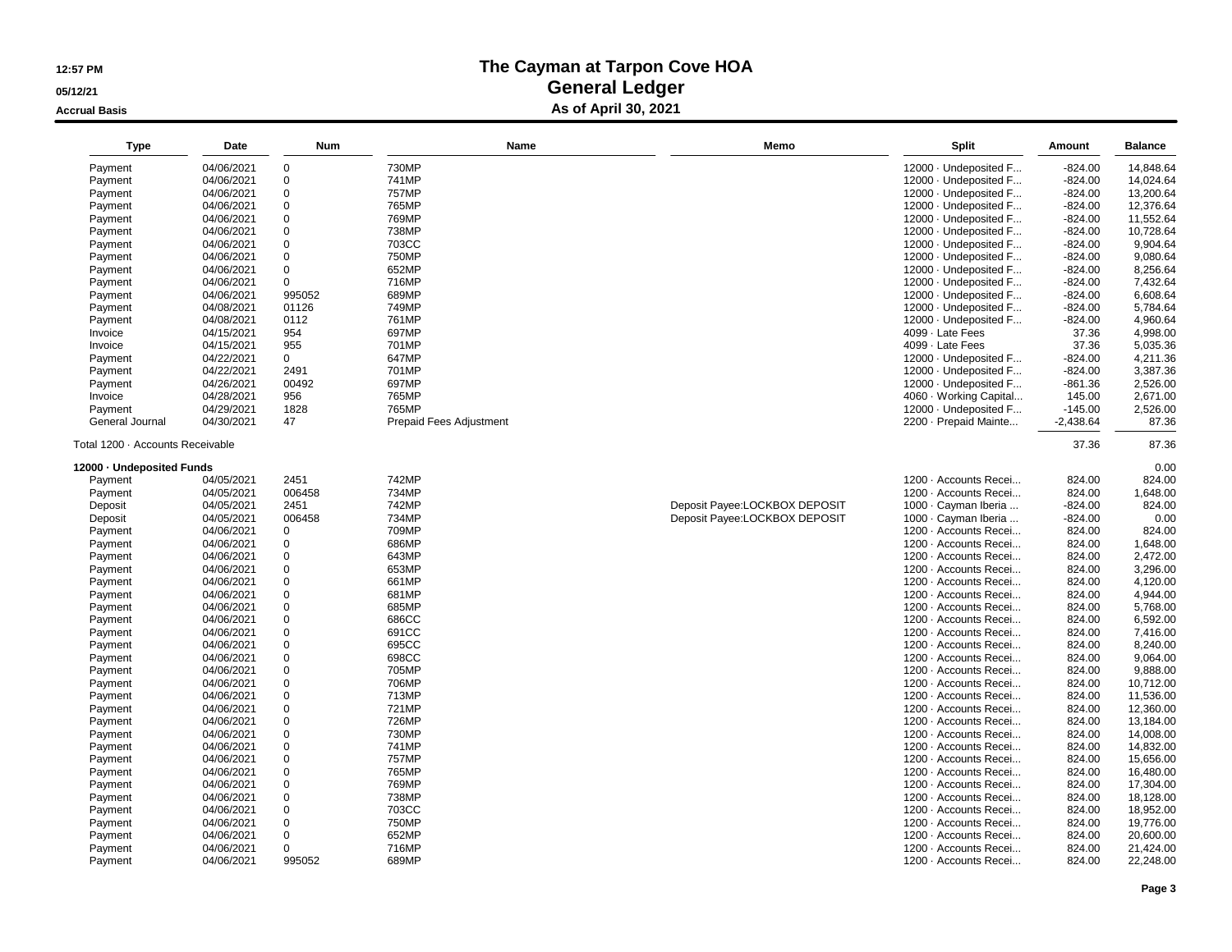# The Cayman at Tarpon Cove HOA
## General Ledger
### As of April 30, 2021

12:57 PM
05/12/21
Accrual Basis

| Type | Date | Num | Name | Memo | Split | Amount | Balance |
|---|---|---|---|---|---|---|---|
| Payment | 04/06/2021 | 0 | 730MP | | 12000 · Undeposited F... | -824.00 | 14,848.64 |
| Payment | 04/06/2021 | 0 | 741MP | | 12000 · Undeposited F... | -824.00 | 14,024.64 |
| Payment | 04/06/2021 | 0 | 757MP | | 12000 · Undeposited F... | -824.00 | 13,200.64 |
| Payment | 04/06/2021 | 0 | 765MP | | 12000 · Undeposited F... | -824.00 | 12,376.64 |
| Payment | 04/06/2021 | 0 | 769MP | | 12000 · Undeposited F... | -824.00 | 11,552.64 |
| Payment | 04/06/2021 | 0 | 738MP | | 12000 · Undeposited F... | -824.00 | 10,728.64 |
| Payment | 04/06/2021 | 0 | 703CC | | 12000 · Undeposited F... | -824.00 | 9,904.64 |
| Payment | 04/06/2021 | 0 | 750MP | | 12000 · Undeposited F... | -824.00 | 9,080.64 |
| Payment | 04/06/2021 | 0 | 652MP | | 12000 · Undeposited F... | -824.00 | 8,256.64 |
| Payment | 04/06/2021 | 0 | 716MP | | 12000 · Undeposited F... | -824.00 | 7,432.64 |
| Payment | 04/06/2021 | 995052 | 689MP | | 12000 · Undeposited F... | -824.00 | 6,608.64 |
| Payment | 04/08/2021 | 01126 | 749MP | | 12000 · Undeposited F... | -824.00 | 5,784.64 |
| Payment | 04/08/2021 | 0112 | 761MP | | 12000 · Undeposited F... | -824.00 | 4,960.64 |
| Invoice | 04/15/2021 | 954 | 697MP | | 4099 · Late Fees | 37.36 | 4,998.00 |
| Invoice | 04/15/2021 | 955 | 701MP | | 4099 · Late Fees | 37.36 | 5,035.36 |
| Payment | 04/22/2021 | 0 | 647MP | | 12000 · Undeposited F... | -824.00 | 4,211.36 |
| Payment | 04/22/2021 | 2491 | 701MP | | 12000 · Undeposited F... | -824.00 | 3,387.36 |
| Payment | 04/26/2021 | 00492 | 697MP | | 12000 · Undeposited F... | -861.36 | 2,526.00 |
| Invoice | 04/28/2021 | 956 | 765MP | | 4060 · Working Capital... | 145.00 | 2,671.00 |
| Payment | 04/29/2021 | 1828 | 765MP | | 12000 · Undeposited F... | -145.00 | 2,526.00 |
| General Journal | 04/30/2021 | 47 | Prepaid Fees Adjustment | | 2200 · Prepaid Mainte... | -2,438.64 | 87.36 |
| Total 1200 · Accounts Receivable | | | | | | 37.36 | 87.36 |
| **12000 · Undeposited Funds** | | | | | | | 0.00 |
| Payment | 04/05/2021 | 2451 | 742MP | | 1200 · Accounts Recei... | 824.00 | 824.00 |
| Payment | 04/05/2021 | 006458 | 734MP | | 1200 · Accounts Recei... | 824.00 | 1,648.00 |
| Deposit | 04/05/2021 | 2451 | 742MP | Deposit Payee:LOCKBOX DEPOSIT | 1000 · Cayman Iberia ... | -824.00 | 824.00 |
| Deposit | 04/05/2021 | 006458 | 734MP | Deposit Payee:LOCKBOX DEPOSIT | 1000 · Cayman Iberia ... | -824.00 | 0.00 |
| Payment | 04/06/2021 | 0 | 709MP | | 1200 · Accounts Recei... | 824.00 | 824.00 |
| Payment | 04/06/2021 | 0 | 686MP | | 1200 · Accounts Recei... | 824.00 | 1,648.00 |
| Payment | 04/06/2021 | 0 | 643MP | | 1200 · Accounts Recei... | 824.00 | 2,472.00 |
| Payment | 04/06/2021 | 0 | 653MP | | 1200 · Accounts Recei... | 824.00 | 3,296.00 |
| Payment | 04/06/2021 | 0 | 661MP | | 1200 · Accounts Recei... | 824.00 | 4,120.00 |
| Payment | 04/06/2021 | 0 | 681MP | | 1200 · Accounts Recei... | 824.00 | 4,944.00 |
| Payment | 04/06/2021 | 0 | 685MP | | 1200 · Accounts Recei... | 824.00 | 5,768.00 |
| Payment | 04/06/2021 | 0 | 686CC | | 1200 · Accounts Recei... | 824.00 | 6,592.00 |
| Payment | 04/06/2021 | 0 | 691CC | | 1200 · Accounts Recei... | 824.00 | 7,416.00 |
| Payment | 04/06/2021 | 0 | 695CC | | 1200 · Accounts Recei... | 824.00 | 8,240.00 |
| Payment | 04/06/2021 | 0 | 698CC | | 1200 · Accounts Recei... | 824.00 | 9,064.00 |
| Payment | 04/06/2021 | 0 | 705MP | | 1200 · Accounts Recei... | 824.00 | 9,888.00 |
| Payment | 04/06/2021 | 0 | 706MP | | 1200 · Accounts Recei... | 824.00 | 10,712.00 |
| Payment | 04/06/2021 | 0 | 713MP | | 1200 · Accounts Recei... | 824.00 | 11,536.00 |
| Payment | 04/06/2021 | 0 | 721MP | | 1200 · Accounts Recei... | 824.00 | 12,360.00 |
| Payment | 04/06/2021 | 0 | 726MP | | 1200 · Accounts Recei... | 824.00 | 13,184.00 |
| Payment | 04/06/2021 | 0 | 730MP | | 1200 · Accounts Recei... | 824.00 | 14,008.00 |
| Payment | 04/06/2021 | 0 | 741MP | | 1200 · Accounts Recei... | 824.00 | 14,832.00 |
| Payment | 04/06/2021 | 0 | 757MP | | 1200 · Accounts Recei... | 824.00 | 15,656.00 |
| Payment | 04/06/2021 | 0 | 765MP | | 1200 · Accounts Recei... | 824.00 | 16,480.00 |
| Payment | 04/06/2021 | 0 | 769MP | | 1200 · Accounts Recei... | 824.00 | 17,304.00 |
| Payment | 04/06/2021 | 0 | 738MP | | 1200 · Accounts Recei... | 824.00 | 18,128.00 |
| Payment | 04/06/2021 | 0 | 703CC | | 1200 · Accounts Recei... | 824.00 | 18,952.00 |
| Payment | 04/06/2021 | 0 | 750MP | | 1200 · Accounts Recei... | 824.00 | 19,776.00 |
| Payment | 04/06/2021 | 0 | 652MP | | 1200 · Accounts Recei... | 824.00 | 20,600.00 |
| Payment | 04/06/2021 | 0 | 716MP | | 1200 · Accounts Recei... | 824.00 | 21,424.00 |
| Payment | 04/06/2021 | 995052 | 689MP | | 1200 · Accounts Recei... | 824.00 | 22,248.00 |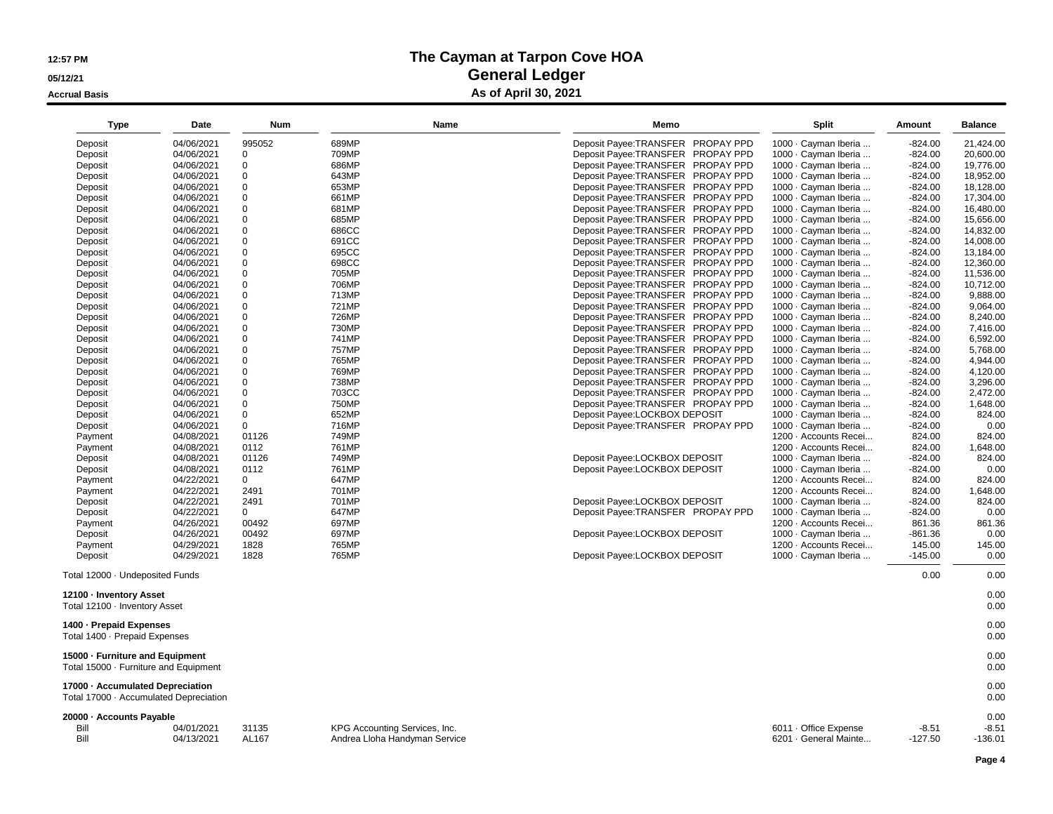# The Cayman at Tarpon Cove HOA

## General Ledger

### As of April 30, 2021

12:57 PM
05/12/21
Accrual Basis

| Type | Date | Num | Name | Memo | Split | Amount | Balance |
|---|---|---|---|---|---|---|---|
| Deposit | 04/06/2021 | 995052 | 689MP | Deposit Payee:TRANSFER PROPAY PPD | 1000 · Cayman Iberia ... | -824.00 | 21,424.00 |
| Deposit | 04/06/2021 | 0 | 709MP | Deposit Payee:TRANSFER PROPAY PPD | 1000 · Cayman Iberia ... | -824.00 | 20,600.00 |
| Deposit | 04/06/2021 | 0 | 686MP | Deposit Payee:TRANSFER PROPAY PPD | 1000 · Cayman Iberia ... | -824.00 | 19,776.00 |
| Deposit | 04/06/2021 | 0 | 643MP | Deposit Payee:TRANSFER PROPAY PPD | 1000 · Cayman Iberia ... | -824.00 | 18,952.00 |
| Deposit | 04/06/2021 | 0 | 653MP | Deposit Payee:TRANSFER PROPAY PPD | 1000 · Cayman Iberia ... | -824.00 | 18,128.00 |
| Deposit | 04/06/2021 | 0 | 661MP | Deposit Payee:TRANSFER PROPAY PPD | 1000 · Cayman Iberia ... | -824.00 | 17,304.00 |
| Deposit | 04/06/2021 | 0 | 681MP | Deposit Payee:TRANSFER PROPAY PPD | 1000 · Cayman Iberia ... | -824.00 | 16,480.00 |
| Deposit | 04/06/2021 | 0 | 685MP | Deposit Payee:TRANSFER PROPAY PPD | 1000 · Cayman Iberia ... | -824.00 | 15,656.00 |
| Deposit | 04/06/2021 | 0 | 686CC | Deposit Payee:TRANSFER PROPAY PPD | 1000 · Cayman Iberia ... | -824.00 | 14,832.00 |
| Deposit | 04/06/2021 | 0 | 691CC | Deposit Payee:TRANSFER PROPAY PPD | 1000 · Cayman Iberia ... | -824.00 | 14,008.00 |
| Deposit | 04/06/2021 | 0 | 695CC | Deposit Payee:TRANSFER PROPAY PPD | 1000 · Cayman Iberia ... | -824.00 | 13,184.00 |
| Deposit | 04/06/2021 | 0 | 698CC | Deposit Payee:TRANSFER PROPAY PPD | 1000 · Cayman Iberia ... | -824.00 | 12,360.00 |
| Deposit | 04/06/2021 | 0 | 705MP | Deposit Payee:TRANSFER PROPAY PPD | 1000 · Cayman Iberia ... | -824.00 | 11,536.00 |
| Deposit | 04/06/2021 | 0 | 706MP | Deposit Payee:TRANSFER PROPAY PPD | 1000 · Cayman Iberia ... | -824.00 | 10,712.00 |
| Deposit | 04/06/2021 | 0 | 713MP | Deposit Payee:TRANSFER PROPAY PPD | 1000 · Cayman Iberia ... | -824.00 | 9,888.00 |
| Deposit | 04/06/2021 | 0 | 721MP | Deposit Payee:TRANSFER PROPAY PPD | 1000 · Cayman Iberia ... | -824.00 | 9,064.00 |
| Deposit | 04/06/2021 | 0 | 726MP | Deposit Payee:TRANSFER PROPAY PPD | 1000 · Cayman Iberia ... | -824.00 | 8,240.00 |
| Deposit | 04/06/2021 | 0 | 730MP | Deposit Payee:TRANSFER PROPAY PPD | 1000 · Cayman Iberia ... | -824.00 | 7,416.00 |
| Deposit | 04/06/2021 | 0 | 741MP | Deposit Payee:TRANSFER PROPAY PPD | 1000 · Cayman Iberia ... | -824.00 | 6,592.00 |
| Deposit | 04/06/2021 | 0 | 757MP | Deposit Payee:TRANSFER PROPAY PPD | 1000 · Cayman Iberia ... | -824.00 | 5,768.00 |
| Deposit | 04/06/2021 | 0 | 765MP | Deposit Payee:TRANSFER PROPAY PPD | 1000 · Cayman Iberia ... | -824.00 | 4,944.00 |
| Deposit | 04/06/2021 | 0 | 769MP | Deposit Payee:TRANSFER PROPAY PPD | 1000 · Cayman Iberia ... | -824.00 | 4,120.00 |
| Deposit | 04/06/2021 | 0 | 738MP | Deposit Payee:TRANSFER PROPAY PPD | 1000 · Cayman Iberia ... | -824.00 | 3,296.00 |
| Deposit | 04/06/2021 | 0 | 703CC | Deposit Payee:TRANSFER PROPAY PPD | 1000 · Cayman Iberia ... | -824.00 | 2,472.00 |
| Deposit | 04/06/2021 | 0 | 750MP | Deposit Payee:TRANSFER PROPAY PPD | 1000 · Cayman Iberia ... | -824.00 | 1,648.00 |
| Deposit | 04/06/2021 | 0 | 652MP | Deposit Payee:LOCKBOX DEPOSIT | 1000 · Cayman Iberia ... | -824.00 | 824.00 |
| Deposit | 04/06/2021 | 0 | 716MP | Deposit Payee:TRANSFER PROPAY PPD | 1000 · Cayman Iberia ... | -824.00 | 0.00 |
| Payment | 04/08/2021 | 01126 | 749MP | | 1200 · Accounts Recei... | 824.00 | 824.00 |
| Payment | 04/08/2021 | 0112 | 761MP | | 1200 · Accounts Recei... | 824.00 | 1,648.00 |
| Deposit | 04/08/2021 | 01126 | 749MP | Deposit Payee:LOCKBOX DEPOSIT | 1000 · Cayman Iberia ... | -824.00 | 824.00 |
| Deposit | 04/08/2021 | 0112 | 761MP | Deposit Payee:LOCKBOX DEPOSIT | 1000 · Cayman Iberia ... | -824.00 | 0.00 |
| Payment | 04/22/2021 | 0 | 647MP | | 1200 · Accounts Recei... | 824.00 | 824.00 |
| Payment | 04/22/2021 | 2491 | 701MP | | 1200 · Accounts Recei... | 824.00 | 1,648.00 |
| Deposit | 04/22/2021 | 2491 | 701MP | Deposit Payee:LOCKBOX DEPOSIT | 1000 · Cayman Iberia ... | -824.00 | 824.00 |
| Deposit | 04/22/2021 | 0 | 647MP | Deposit Payee:TRANSFER PROPAY PPD | 1000 · Cayman Iberia ... | -824.00 | 0.00 |
| Payment | 04/26/2021 | 00492 | 697MP | | 1200 · Accounts Recei... | 861.36 | 861.36 |
| Deposit | 04/26/2021 | 00492 | 697MP | Deposit Payee:LOCKBOX DEPOSIT | 1000 · Cayman Iberia ... | -861.36 | 0.00 |
| Payment | 04/29/2021 | 1828 | 765MP | | 1200 · Accounts Recei... | 145.00 | 145.00 |
| Deposit | 04/29/2021 | 1828 | 765MP | Deposit Payee:LOCKBOX DEPOSIT | 1000 · Cayman Iberia ... | -145.00 | 0.00 |
| Total 12000 · Undeposited Funds | | | | | | 0.00 | 0.00 |
| **12100 · Inventory Asset** | | | | | | | 0.00 |
| Total 12100 · Inventory Asset | | | | | | | 0.00 |
| **1400 · Prepaid Expenses** | | | | | | | 0.00 |
| Total 1400 · Prepaid Expenses | | | | | | | 0.00 |
| **15000 · Furniture and Equipment** | | | | | | | 0.00 |
| Total 15000 · Furniture and Equipment | | | | | | | 0.00 |
| **17000 · Accumulated Depreciation** | | | | | | | 0.00 |
| Total 17000 · Accumulated Depreciation | | | | | | | 0.00 |
| **20000 · Accounts Payable** | | | | | | | 0.00 |
| Bill | 04/01/2021 | 31135 | KPG Accounting Services, Inc. | | 6011 · Office Expense | -8.51 | -8.51 |
| Bill | 04/13/2021 | AL167 | Andrea Lloha Handyman Service | | 6201 · General Mainte... | -127.50 | -136.01 |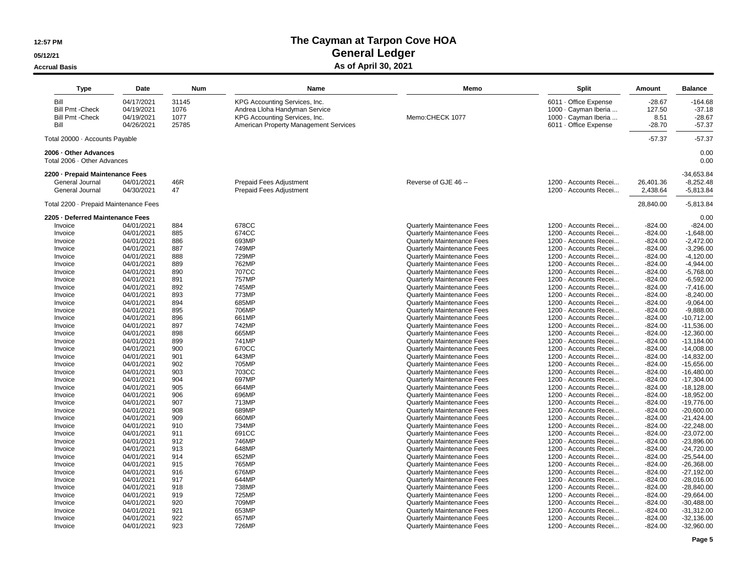# The Cayman at Tarpon Cove HOA
## General Ledger
### As of April 30, 2021

12:57 PM
05/12/21
Accrual Basis

| Type | Date | Num | Name | Memo | Split | Amount | Balance |
|---|---|---|---|---|---|---|---|
| Bill | 04/17/2021 | 31145 | KPG Accounting Services, Inc. | | 6011 · Office Expense | -28.67 | -164.68 |
| Bill Pmt -Check | 04/19/2021 | 1076 | Andrea Lloha Handyman Service | | 1000 · Cayman Iberia ... | 127.50 | -37.18 |
| Bill Pmt -Check | 04/19/2021 | 1077 | KPG Accounting Services, Inc. | Memo:CHECK 1077 | 1000 · Cayman Iberia ... | 8.51 | -28.67 |
| Bill | 04/26/2021 | 25785 | American Property Management Services | | 6011 · Office Expense | -28.70 | -57.37 |
| Total 20000 · Accounts Payable | | | | | | -57.37 | -57.37 |
| **2006 · Other Advances** | | | | | | | 0.00 |
| Total 2006 · Other Advances | | | | | | | 0.00 |
| **2200 · Prepaid Maintenance Fees** | | | | | | | -34,653.84 |
| General Journal | 04/01/2021 | 46R | Prepaid Fees Adjustment | Reverse of GJE 46 -- | 1200 · Accounts Recei... | 26,401.36 | -8,252.48 |
| General Journal | 04/30/2021 | 47 | Prepaid Fees Adjustment | | 1200 · Accounts Recei... | 2,438.64 | -5,813.84 |
| Total 2200 · Prepaid Maintenance Fees | | | | | | 28,840.00 | -5,813.84 |
| **2205 · Deferred Maintenance Fees** | | | | | | | 0.00 |
| Invoice | 04/01/2021 | 884 | 678CC | Quarterly Maintenance Fees | 1200 · Accounts Recei... | -824.00 | -824.00 |
| Invoice | 04/01/2021 | 885 | 674CC | Quarterly Maintenance Fees | 1200 · Accounts Recei... | -824.00 | -1,648.00 |
| Invoice | 04/01/2021 | 886 | 693MP | Quarterly Maintenance Fees | 1200 · Accounts Recei... | -824.00 | -2,472.00 |
| Invoice | 04/01/2021 | 887 | 749MP | Quarterly Maintenance Fees | 1200 · Accounts Recei... | -824.00 | -3,296.00 |
| Invoice | 04/01/2021 | 888 | 729MP | Quarterly Maintenance Fees | 1200 · Accounts Recei... | -824.00 | -4,120.00 |
| Invoice | 04/01/2021 | 889 | 762MP | Quarterly Maintenance Fees | 1200 · Accounts Recei... | -824.00 | -4,944.00 |
| Invoice | 04/01/2021 | 890 | 707CC | Quarterly Maintenance Fees | 1200 · Accounts Recei... | -824.00 | -5,768.00 |
| Invoice | 04/01/2021 | 891 | 757MP | Quarterly Maintenance Fees | 1200 · Accounts Recei... | -824.00 | -6,592.00 |
| Invoice | 04/01/2021 | 892 | 745MP | Quarterly Maintenance Fees | 1200 · Accounts Recei... | -824.00 | -7,416.00 |
| Invoice | 04/01/2021 | 893 | 773MP | Quarterly Maintenance Fees | 1200 · Accounts Recei... | -824.00 | -8,240.00 |
| Invoice | 04/01/2021 | 894 | 685MP | Quarterly Maintenance Fees | 1200 · Accounts Recei... | -824.00 | -9,064.00 |
| Invoice | 04/01/2021 | 895 | 706MP | Quarterly Maintenance Fees | 1200 · Accounts Recei... | -824.00 | -9,888.00 |
| Invoice | 04/01/2021 | 896 | 661MP | Quarterly Maintenance Fees | 1200 · Accounts Recei... | -824.00 | -10,712.00 |
| Invoice | 04/01/2021 | 897 | 742MP | Quarterly Maintenance Fees | 1200 · Accounts Recei... | -824.00 | -11,536.00 |
| Invoice | 04/01/2021 | 898 | 665MP | Quarterly Maintenance Fees | 1200 · Accounts Recei... | -824.00 | -12,360.00 |
| Invoice | 04/01/2021 | 899 | 741MP | Quarterly Maintenance Fees | 1200 · Accounts Recei... | -824.00 | -13,184.00 |
| Invoice | 04/01/2021 | 900 | 670CC | Quarterly Maintenance Fees | 1200 · Accounts Recei... | -824.00 | -14,008.00 |
| Invoice | 04/01/2021 | 901 | 643MP | Quarterly Maintenance Fees | 1200 · Accounts Recei... | -824.00 | -14,832.00 |
| Invoice | 04/01/2021 | 902 | 705MP | Quarterly Maintenance Fees | 1200 · Accounts Recei... | -824.00 | -15,656.00 |
| Invoice | 04/01/2021 | 903 | 703CC | Quarterly Maintenance Fees | 1200 · Accounts Recei... | -824.00 | -16,480.00 |
| Invoice | 04/01/2021 | 904 | 697MP | Quarterly Maintenance Fees | 1200 · Accounts Recei... | -824.00 | -17,304.00 |
| Invoice | 04/01/2021 | 905 | 664MP | Quarterly Maintenance Fees | 1200 · Accounts Recei... | -824.00 | -18,128.00 |
| Invoice | 04/01/2021 | 906 | 696MP | Quarterly Maintenance Fees | 1200 · Accounts Recei... | -824.00 | -18,952.00 |
| Invoice | 04/01/2021 | 907 | 713MP | Quarterly Maintenance Fees | 1200 · Accounts Recei... | -824.00 | -19,776.00 |
| Invoice | 04/01/2021 | 908 | 689MP | Quarterly Maintenance Fees | 1200 · Accounts Recei... | -824.00 | -20,600.00 |
| Invoice | 04/01/2021 | 909 | 660MP | Quarterly Maintenance Fees | 1200 · Accounts Recei... | -824.00 | -21,424.00 |
| Invoice | 04/01/2021 | 910 | 734MP | Quarterly Maintenance Fees | 1200 · Accounts Recei... | -824.00 | -22,248.00 |
| Invoice | 04/01/2021 | 911 | 691CC | Quarterly Maintenance Fees | 1200 · Accounts Recei... | -824.00 | -23,072.00 |
| Invoice | 04/01/2021 | 912 | 746MP | Quarterly Maintenance Fees | 1200 · Accounts Recei... | -824.00 | -23,896.00 |
| Invoice | 04/01/2021 | 913 | 648MP | Quarterly Maintenance Fees | 1200 · Accounts Recei... | -824.00 | -24,720.00 |
| Invoice | 04/01/2021 | 914 | 652MP | Quarterly Maintenance Fees | 1200 · Accounts Recei... | -824.00 | -25,544.00 |
| Invoice | 04/01/2021 | 915 | 765MP | Quarterly Maintenance Fees | 1200 · Accounts Recei... | -824.00 | -26,368.00 |
| Invoice | 04/01/2021 | 916 | 676MP | Quarterly Maintenance Fees | 1200 · Accounts Recei... | -824.00 | -27,192.00 |
| Invoice | 04/01/2021 | 917 | 644MP | Quarterly Maintenance Fees | 1200 · Accounts Recei... | -824.00 | -28,016.00 |
| Invoice | 04/01/2021 | 918 | 738MP | Quarterly Maintenance Fees | 1200 · Accounts Recei... | -824.00 | -28,840.00 |
| Invoice | 04/01/2021 | 919 | 725MP | Quarterly Maintenance Fees | 1200 · Accounts Recei... | -824.00 | -29,664.00 |
| Invoice | 04/01/2021 | 920 | 709MP | Quarterly Maintenance Fees | 1200 · Accounts Recei... | -824.00 | -30,488.00 |
| Invoice | 04/01/2021 | 921 | 653MP | Quarterly Maintenance Fees | 1200 · Accounts Recei... | -824.00 | -31,312.00 |
| Invoice | 04/01/2021 | 922 | 657MP | Quarterly Maintenance Fees | 1200 · Accounts Recei... | -824.00 | -32,136.00 |
| Invoice | 04/01/2021 | 923 | 726MP | Quarterly Maintenance Fees | 1200 · Accounts Recei... | -824.00 | -32,960.00 |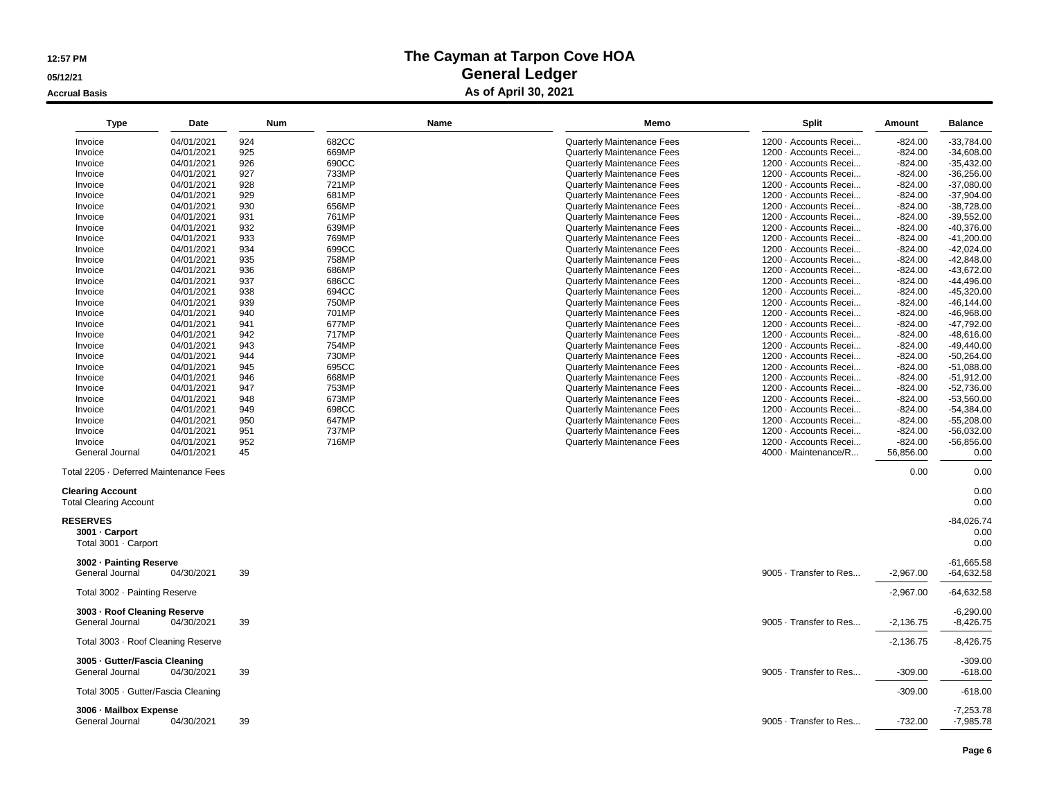# The Cayman at Tarpon Cove HOA
## General Ledger
### As of April 30, 2021

12:57 PM
05/12/21
Accrual Basis

| Type | Date | Num | Name | Memo | Split | Amount | Balance |
|---|---|---|---|---|---|---|---|
| Invoice | 04/01/2021 | 924 | 682CC | Quarterly Maintenance Fees | 1200 · Accounts Recei... | -824.00 | -33,784.00 |
| Invoice | 04/01/2021 | 925 | 669MP | Quarterly Maintenance Fees | 1200 · Accounts Recei... | -824.00 | -34,608.00 |
| Invoice | 04/01/2021 | 926 | 690CC | Quarterly Maintenance Fees | 1200 · Accounts Recei... | -824.00 | -35,432.00 |
| Invoice | 04/01/2021 | 927 | 733MP | Quarterly Maintenance Fees | 1200 · Accounts Recei... | -824.00 | -36,256.00 |
| Invoice | 04/01/2021 | 928 | 721MP | Quarterly Maintenance Fees | 1200 · Accounts Recei... | -824.00 | -37,080.00 |
| Invoice | 04/01/2021 | 929 | 681MP | Quarterly Maintenance Fees | 1200 · Accounts Recei... | -824.00 | -37,904.00 |
| Invoice | 04/01/2021 | 930 | 656MP | Quarterly Maintenance Fees | 1200 · Accounts Recei... | -824.00 | -38,728.00 |
| Invoice | 04/01/2021 | 931 | 761MP | Quarterly Maintenance Fees | 1200 · Accounts Recei... | -824.00 | -39,552.00 |
| Invoice | 04/01/2021 | 932 | 639MP | Quarterly Maintenance Fees | 1200 · Accounts Recei... | -824.00 | -40,376.00 |
| Invoice | 04/01/2021 | 933 | 769MP | Quarterly Maintenance Fees | 1200 · Accounts Recei... | -824.00 | -41,200.00 |
| Invoice | 04/01/2021 | 934 | 699CC | Quarterly Maintenance Fees | 1200 · Accounts Recei... | -824.00 | -42,024.00 |
| Invoice | 04/01/2021 | 935 | 758MP | Quarterly Maintenance Fees | 1200 · Accounts Recei... | -824.00 | -42,848.00 |
| Invoice | 04/01/2021 | 936 | 686MP | Quarterly Maintenance Fees | 1200 · Accounts Recei... | -824.00 | -43,672.00 |
| Invoice | 04/01/2021 | 937 | 686CC | Quarterly Maintenance Fees | 1200 · Accounts Recei... | -824.00 | -44,496.00 |
| Invoice | 04/01/2021 | 938 | 694CC | Quarterly Maintenance Fees | 1200 · Accounts Recei... | -824.00 | -45,320.00 |
| Invoice | 04/01/2021 | 939 | 750MP | Quarterly Maintenance Fees | 1200 · Accounts Recei... | -824.00 | -46,144.00 |
| Invoice | 04/01/2021 | 940 | 701MP | Quarterly Maintenance Fees | 1200 · Accounts Recei... | -824.00 | -46,968.00 |
| Invoice | 04/01/2021 | 941 | 677MP | Quarterly Maintenance Fees | 1200 · Accounts Recei... | -824.00 | -47,792.00 |
| Invoice | 04/01/2021 | 942 | 717MP | Quarterly Maintenance Fees | 1200 · Accounts Recei... | -824.00 | -48,616.00 |
| Invoice | 04/01/2021 | 943 | 754MP | Quarterly Maintenance Fees | 1200 · Accounts Recei... | -824.00 | -49,440.00 |
| Invoice | 04/01/2021 | 944 | 730MP | Quarterly Maintenance Fees | 1200 · Accounts Recei... | -824.00 | -50,264.00 |
| Invoice | 04/01/2021 | 945 | 695CC | Quarterly Maintenance Fees | 1200 · Accounts Recei... | -824.00 | -51,088.00 |
| Invoice | 04/01/2021 | 946 | 668MP | Quarterly Maintenance Fees | 1200 · Accounts Recei... | -824.00 | -51,912.00 |
| Invoice | 04/01/2021 | 947 | 753MP | Quarterly Maintenance Fees | 1200 · Accounts Recei... | -824.00 | -52,736.00 |
| Invoice | 04/01/2021 | 948 | 673MP | Quarterly Maintenance Fees | 1200 · Accounts Recei... | -824.00 | -53,560.00 |
| Invoice | 04/01/2021 | 949 | 698CC | Quarterly Maintenance Fees | 1200 · Accounts Recei... | -824.00 | -54,384.00 |
| Invoice | 04/01/2021 | 950 | 647MP | Quarterly Maintenance Fees | 1200 · Accounts Recei... | -824.00 | -55,208.00 |
| Invoice | 04/01/2021 | 951 | 737MP | Quarterly Maintenance Fees | 1200 · Accounts Recei... | -824.00 | -56,032.00 |
| Invoice | 04/01/2021 | 952 | 716MP | Quarterly Maintenance Fees | 1200 · Accounts Recei... | -824.00 | -56,856.00 |
| General Journal | 04/01/2021 | 45 | | | 4000 · Maintenance/R... | 56,856.00 | 0.00 |
| Total 2205 · Deferred Maintenance Fees | | | | | | 0.00 | 0.00 |
| **Clearing Account** | | | | | | | 0.00 |
| Total Clearing Account | | | | | | | 0.00 |
| **RESERVES** | | | | | | | -84,026.74 |
| **3001 · Carport** | | | | | | | 0.00 |
| Total 3001 · Carport | | | | | | | 0.00 |
| **3002 · Painting Reserve** | | | | | | | -61,665.58 |
| General Journal | 04/30/2021 | 39 | | | 9005 · Transfer to Res... | -2,967.00 | -64,632.58 |
| Total 3002 · Painting Reserve | | | | | | -2,967.00 | -64,632.58 |
| **3003 · Roof Cleaning Reserve** | | | | | | | -6,290.00 |
| General Journal | 04/30/2021 | 39 | | | 9005 · Transfer to Res... | -2,136.75 | -8,426.75 |
| Total 3003 · Roof Cleaning Reserve | | | | | | -2,136.75 | -8,426.75 |
| **3005 · Gutter/Fascia Cleaning** | | | | | | | -309.00 |
| General Journal | 04/30/2021 | 39 | | | 9005 · Transfer to Res... | -309.00 | -618.00 |
| Total 3005 · Gutter/Fascia Cleaning | | | | | | -309.00 | -618.00 |
| **3006 · Mailbox Expense** | | | | | | | -7,253.78 |
| General Journal | 04/30/2021 | 39 | | | 9005 · Transfer to Res... | -732.00 | -7,985.78 |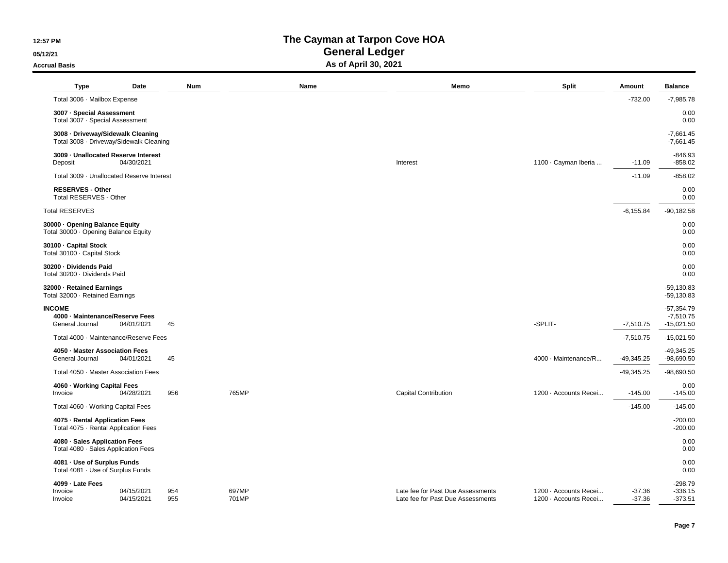# The Cayman at Tarpon Cove HOA
## General Ledger
### As of April 30, 2021

12:57 PM
05/12/21
Accrual Basis

| Type | Date | Num | Name | Memo | Split | Amount | Balance |
|---|---|---|---|---|---|---|---|
| Total 3006 · Mailbox Expense | | | | | | -732.00 | -7,985.78 |
| **3007 · Special Assessment** | | | | | | | 0.00 |
| Total 3007 · Special Assessment | | | | | | | 0.00 |
| **3008 · Driveway/Sidewalk Cleaning** | | | | | | | -7,661.45 |
| Total 3008 · Driveway/Sidewalk Cleaning | | | | | | | -7,661.45 |
| **3009 · Unallocated Reserve Interest** | | | | | | | -846.93 |
| Deposit | 04/30/2021 | | | Interest | 1100 · Cayman Iberia ... | -11.09 | -858.02 |
| Total 3009 · Unallocated Reserve Interest | | | | | | -11.09 | -858.02 |
| **RESERVES - Other** | | | | | | | 0.00 |
| Total RESERVES - Other | | | | | | | 0.00 |
| Total RESERVES | | | | | | -6,155.84 | -90,182.58 |
| **30000 · Opening Balance Equity** | | | | | | | 0.00 |
| Total 30000 · Opening Balance Equity | | | | | | | 0.00 |
| **30100 · Capital Stock** | | | | | | | 0.00 |
| Total 30100 · Capital Stock | | | | | | | 0.00 |
| **30200 · Dividends Paid** | | | | | | | 0.00 |
| Total 30200 · Dividends Paid | | | | | | | 0.00 |
| **32000 · Retained Earnings** | | | | | | | -59,130.83 |
| Total 32000 · Retained Earnings | | | | | | | -59,130.83 |
| **INCOME** | | | | | | | -57,354.79 |
| **4000 · Maintenance/Reserve Fees** | | | | | | | -7,510.75 |
| General Journal | 04/01/2021 | 45 | | | -SPLIT- | -7,510.75 | -15,021.50 |
| Total 4000 · Maintenance/Reserve Fees | | | | | | -7,510.75 | -15,021.50 |
| **4050 · Master Association Fees** | | | | | | | -49,345.25 |
| General Journal | 04/01/2021 | 45 | | | 4000 · Maintenance/R... | -49,345.25 | -98,690.50 |
| Total 4050 · Master Association Fees | | | | | | -49,345.25 | -98,690.50 |
| **4060 · Working Capital Fees** | | | | | | | 0.00 |
| Invoice | 04/28/2021 | 956 | 765MP | Capital Contribution | 1200 · Accounts Recei... | -145.00 | -145.00 |
| Total 4060 · Working Capital Fees | | | | | | -145.00 | -145.00 |
| **4075 · Rental Application Fees** | | | | | | | -200.00 |
| Total 4075 · Rental Application Fees | | | | | | | -200.00 |
| **4080 · Sales Application Fees** | | | | | | | 0.00 |
| Total 4080 · Sales Application Fees | | | | | | | 0.00 |
| **4081 · Use of Surplus Funds** | | | | | | | 0.00 |
| Total 4081 · Use of Surplus Funds | | | | | | | 0.00 |
| **4099 · Late Fees** | | | | | | | -298.79 |
| Invoice | 04/15/2021 | 954 | 697MP | Late fee for Past Due Assessments | 1200 · Accounts Recei... | -37.36 | -336.15 |
| Invoice | 04/15/2021 | 955 | 701MP | Late fee for Past Due Assessments | 1200 · Accounts Recei... | -37.36 | -373.51 |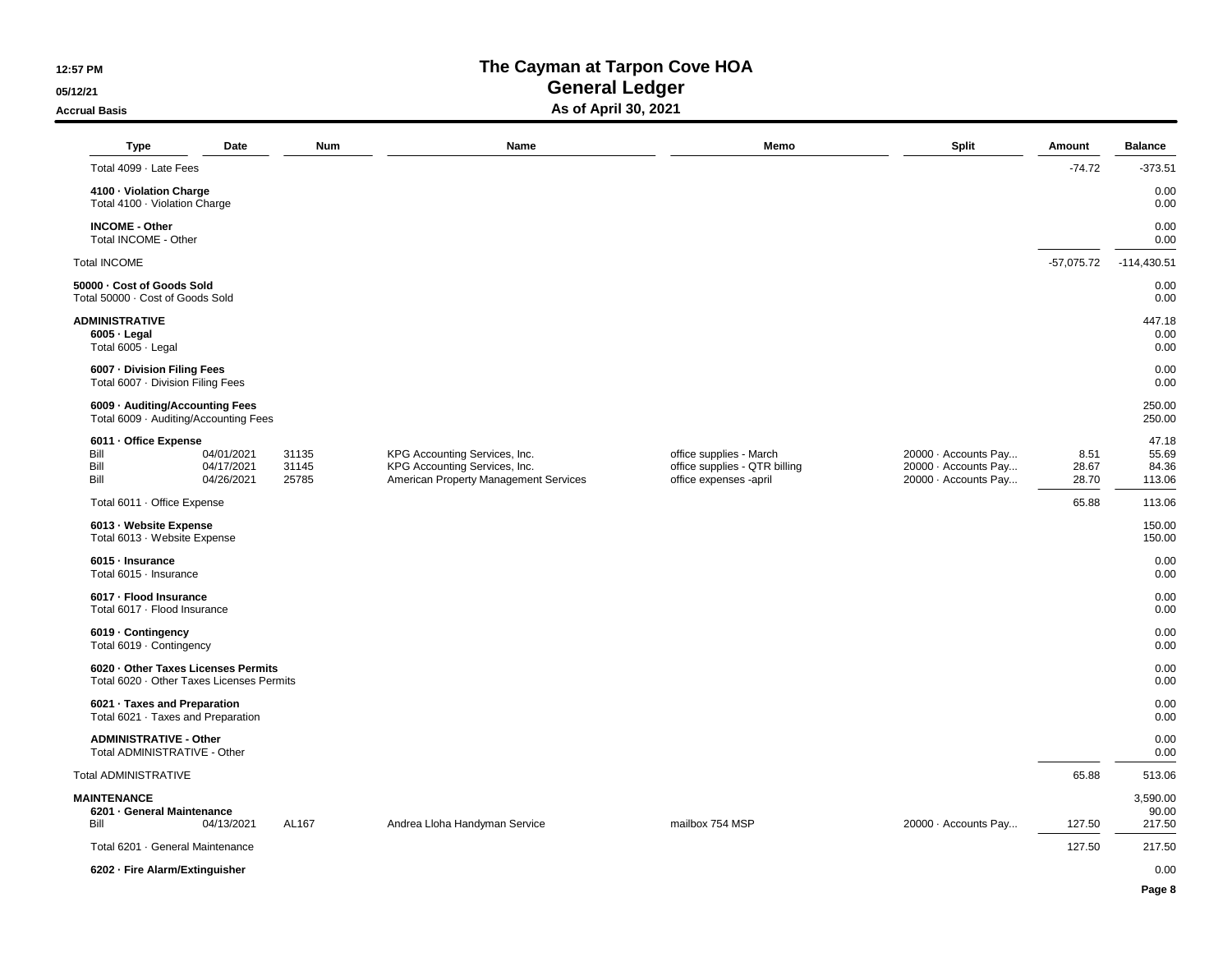# The Cayman at Tarpon Cove HOA
## General Ledger
### As of April 30, 2021

12:57 PM
05/12/21
Accrual Basis

| Type | Date | Num | Name | Memo | Split | Amount | Balance |
|---|---|---|---|---|---|---|---|
| Total 4099 · Late Fees | | | | | | -74.72 | -373.51 |
| **4100 · Violation Charge** | | | | | | | 0.00 |
| Total 4100 · Violation Charge | | | | | | | 0.00 |
| **INCOME - Other** | | | | | | | 0.00 |
| Total INCOME - Other | | | | | | | 0.00 |
| Total INCOME | | | | | | -57,075.72 | -114,430.51 |
| **50000 · Cost of Goods Sold** | | | | | | | 0.00 |
| Total 50000 · Cost of Goods Sold | | | | | | | 0.00 |
| **ADMINISTRATIVE** | | | | | | | 447.18 |
| **6005 · Legal** | | | | | | | 0.00 |
| Total 6005 · Legal | | | | | | | 0.00 |
| **6007 · Division Filing Fees** | | | | | | | 0.00 |
| Total 6007 · Division Filing Fees | | | | | | | 0.00 |
| **6009 · Auditing/Accounting Fees** | | | | | | | 250.00 |
| Total 6009 · Auditing/Accounting Fees | | | | | | | 250.00 |
| **6011 · Office Expense** | | | | | | | 47.18 |
| Bill | 04/01/2021 | 31135 | KPG Accounting Services, Inc. | office supplies - March | 20000 · Accounts Pay... | 8.51 | 55.69 |
| Bill | 04/17/2021 | 31145 | KPG Accounting Services, Inc. | office supplies - QTR billing | 20000 · Accounts Pay... | 28.67 | 84.36 |
| Bill | 04/26/2021 | 25785 | American Property Management Services | office expenses -april | 20000 · Accounts Pay... | 28.70 | 113.06 |
| Total 6011 · Office Expense | | | | | | 65.88 | 113.06 |
| **6013 · Website Expense** | | | | | | | 150.00 |
| Total 6013 · Website Expense | | | | | | | 150.00 |
| **6015 · Insurance** | | | | | | | 0.00 |
| Total 6015 · Insurance | | | | | | | 0.00 |
| **6017 · Flood Insurance** | | | | | | | 0.00 |
| Total 6017 · Flood Insurance | | | | | | | 0.00 |
| **6019 · Contingency** | | | | | | | 0.00 |
| Total 6019 · Contingency | | | | | | | 0.00 |
| **6020 · Other Taxes Licenses Permits** | | | | | | | 0.00 |
| Total 6020 · Other Taxes Licenses Permits | | | | | | | 0.00 |
| **6021 · Taxes and Preparation** | | | | | | | 0.00 |
| Total 6021 · Taxes and Preparation | | | | | | | 0.00 |
| **ADMINISTRATIVE - Other** | | | | | | | 0.00 |
| Total ADMINISTRATIVE - Other | | | | | | | 0.00 |
| Total ADMINISTRATIVE | | | | | | 65.88 | 513.06 |
| **MAINTENANCE** | | | | | | | 3,590.00 |
| **6201 · General Maintenance** | | | | | | | 90.00 |
| Bill | 04/13/2021 | AL167 | Andrea Lloha Handyman Service | mailbox 754 MSP | 20000 · Accounts Pay... | 127.50 | 217.50 |
| Total 6201 · General Maintenance | | | | | | 127.50 | 217.50 |
| **6202 · Fire Alarm/Extinguisher** | | | | | | | 0.00 |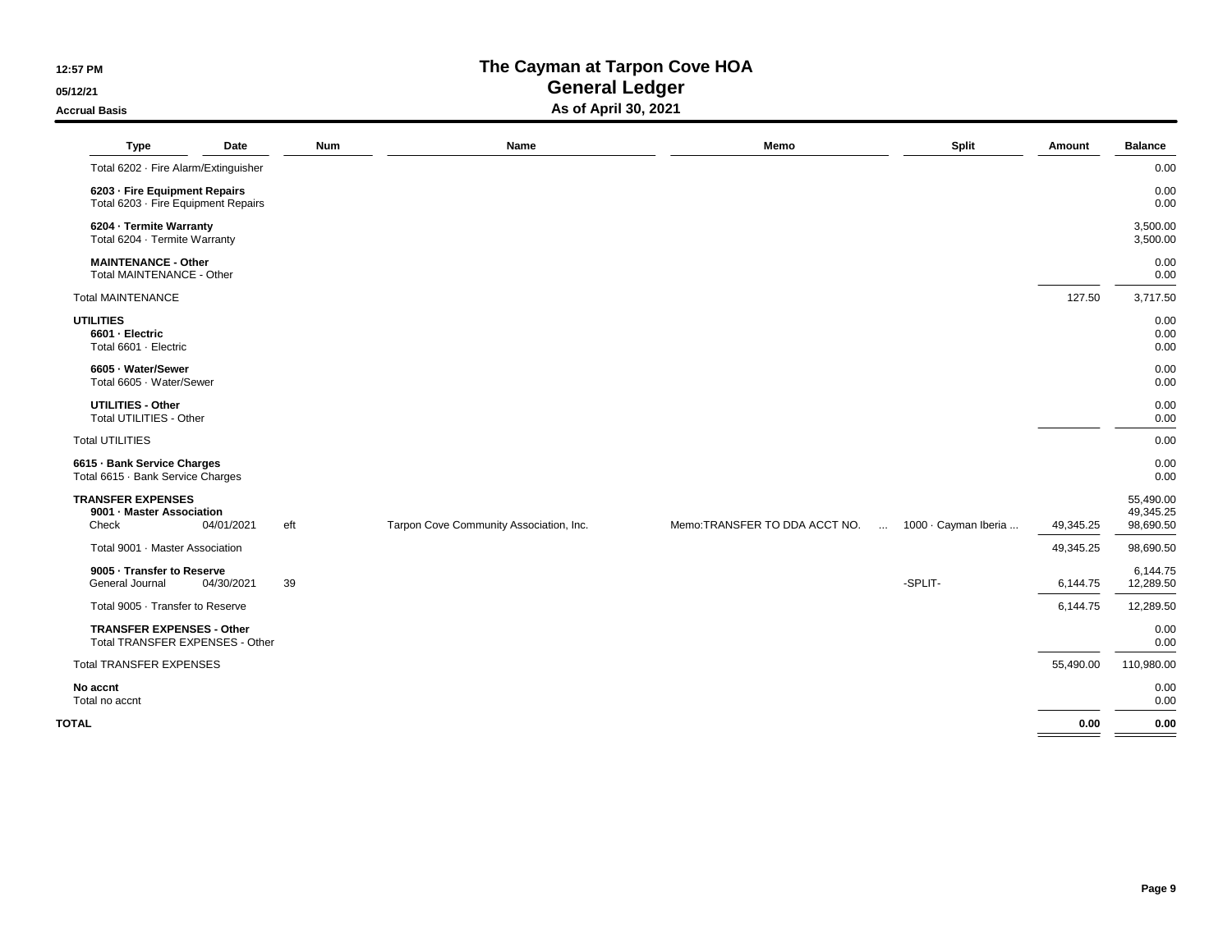# The Cayman at Tarpon Cove HOA
## General Ledger
### As of April 30, 2021

12:57 PM
05/12/21
Accrual Basis

| Type | Date | Num | Name | Memo | Split | Amount | Balance |
|---|---|---|---|---|---|---|---|
| Total 6202 · Fire Alarm/Extinguisher | | | | | | | 0.00 |
| **6203 · Fire Equipment Repairs** | | | | | | | 0.00 |
| Total 6203 · Fire Equipment Repairs | | | | | | | 0.00 |
| **6204 · Termite Warranty** | | | | | | | 3,500.00 |
| Total 6204 · Termite Warranty | | | | | | | 3,500.00 |
| **MAINTENANCE - Other** | | | | | | | 0.00 |
| Total MAINTENANCE - Other | | | | | | | 0.00 |
| Total MAINTENANCE | | | | | | 127.50 | 3,717.50 |
| **UTILITIES** | | | | | | | 0.00 |
| **6601 · Electric** | | | | | | | 0.00 |
| Total 6601 · Electric | | | | | | | 0.00 |
| **6605 · Water/Sewer** | | | | | | | 0.00 |
| Total 6605 · Water/Sewer | | | | | | | 0.00 |
| **UTILITIES - Other** | | | | | | | 0.00 |
| Total UTILITIES - Other | | | | | | | 0.00 |
| Total UTILITIES | | | | | | | 0.00 |
| **6615 · Bank Service Charges** | | | | | | | 0.00 |
| Total 6615 · Bank Service Charges | | | | | | | 0.00 |
| **TRANSFER EXPENSES** | | | | | | | 55,490.00 |
| **9001 · Master Association** | | | | | | | 49,345.25 |
| Check | 04/01/2021 | eft | Tarpon Cove Community Association, Inc. | Memo:TRANSFER TO DDA ACCT NO. ... | 1000 · Cayman Iberia ... | 49,345.25 | 98,690.50 |
| Total 9001 · Master Association | | | | | | 49,345.25 | 98,690.50 |
| **9005 · Transfer to Reserve** | | | | | | | 6,144.75 |
| General Journal | 04/30/2021 | 39 | | | -SPLIT- | 6,144.75 | 12,289.50 |
| Total 9005 · Transfer to Reserve | | | | | | 6,144.75 | 12,289.50 |
| **TRANSFER EXPENSES - Other** | | | | | | | 0.00 |
| Total TRANSFER EXPENSES - Other | | | | | | | 0.00 |
| Total TRANSFER EXPENSES | | | | | | 55,490.00 | 110,980.00 |
| **No accnt** | | | | | | | 0.00 |
| Total no accnt | | | | | | | 0.00 |
| **TOTAL** | | | | | | **0.00** | **0.00** |